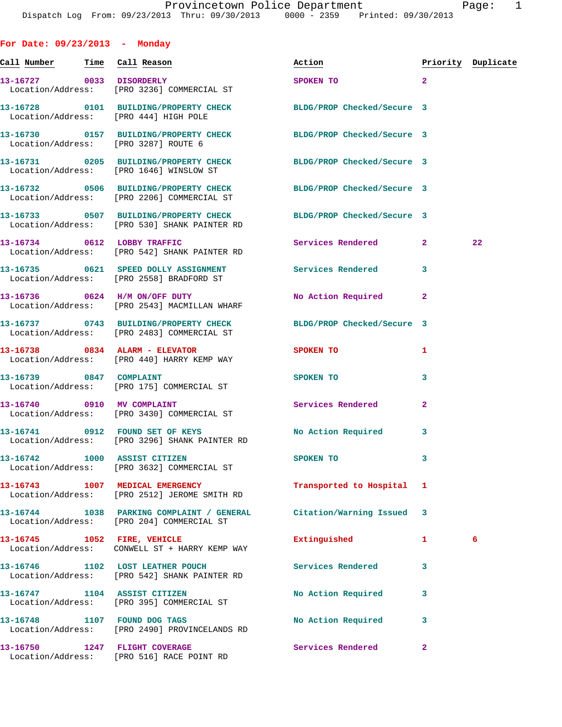Provincetown Police Department

Dispatch Log From: 09/23/2013 Thru: 09/30/2013 0000 - 2359 Printed: 09/30/2013

## For Date: 09/23/2013 - Monday

| Call Number | Time | Call Reason | Action | Priority | Duplicate |
|---|---|---|---|---|---|
| 13-16727 | 0033 | DISORDERLY | SPOKEN TO | 2 | |
| Location/Address: | | [PRO 3236] COMMERCIAL ST | | | |
| 13-16728 | 0101 | BUILDING/PROPERTY CHECK | BLDG/PROP Checked/Secure | 3 | |
| Location/Address: | | [PRO 444] HIGH POLE | | | |
| 13-16730 | 0157 | BUILDING/PROPERTY CHECK | BLDG/PROP Checked/Secure | 3 | |
| Location/Address: | | [PRO 3287] ROUTE 6 | | | |
| 13-16731 | 0205 | BUILDING/PROPERTY CHECK | BLDG/PROP Checked/Secure | 3 | |
| Location/Address: | | [PRO 1646] WINSLOW ST | | | |
| 13-16732 | 0506 | BUILDING/PROPERTY CHECK | BLDG/PROP Checked/Secure | 3 | |
| Location/Address: | | [PRO 2206] COMMERCIAL ST | | | |
| 13-16733 | 0507 | BUILDING/PROPERTY CHECK | BLDG/PROP Checked/Secure | 3 | |
| Location/Address: | | [PRO 530] SHANK PAINTER RD | | | |
| 13-16734 | 0612 | LOBBY TRAFFIC | Services Rendered | 2 | 22 |
| Location/Address: | | [PRO 542] SHANK PAINTER RD | | | |
| 13-16735 | 0621 | SPEED DOLLY ASSIGNMENT | Services Rendered | 3 | |
| Location/Address: | | [PRO 2558] BRADFORD ST | | | |
| 13-16736 | 0624 | H/M ON/OFF DUTY | No Action Required | 2 | |
| Location/Address: | | [PRO 2543] MACMILLAN WHARF | | | |
| 13-16737 | 0743 | BUILDING/PROPERTY CHECK | BLDG/PROP Checked/Secure | 3 | |
| Location/Address: | | [PRO 2483] COMMERCIAL ST | | | |
| 13-16738 | 0834 | ALARM - ELEVATOR | SPOKEN TO | 1 | |
| Location/Address: | | [PRO 440] HARRY KEMP WAY | | | |
| 13-16739 | 0847 | COMPLAINT | SPOKEN TO | 3 | |
| Location/Address: | | [PRO 175] COMMERCIAL ST | | | |
| 13-16740 | 0910 | MV COMPLAINT | Services Rendered | 2 | |
| Location/Address: | | [PRO 3430] COMMERCIAL ST | | | |
| 13-16741 | 0912 | FOUND SET OF KEYS | No Action Required | 3 | |
| Location/Address: | | [PRO 3296] SHANK PAINTER RD | | | |
| 13-16742 | 1000 | ASSIST CITIZEN | SPOKEN TO | 3 | |
| Location/Address: | | [PRO 3632] COMMERCIAL ST | | | |
| 13-16743 | 1007 | MEDICAL EMERGENCY | Transported to Hospital | 1 | |
| Location/Address: | | [PRO 2512] JEROME SMITH RD | | | |
| 13-16744 | 1038 | PARKING COMPLAINT / GENERAL | Citation/Warning Issued | 3 | |
| Location/Address: | | [PRO 204] COMMERCIAL ST | | | |
| 13-16745 | 1052 | FIRE, VEHICLE | Extinguished | 1 | 6 |
| Location/Address: | | CONWELL ST + HARRY KEMP WAY | | | |
| 13-16746 | 1102 | LOST LEATHER POUCH | Services Rendered | 3 | |
| Location/Address: | | [PRO 542] SHANK PAINTER RD | | | |
| 13-16747 | 1104 | ASSIST CITIZEN | No Action Required | 3 | |
| Location/Address: | | [PRO 395] COMMERCIAL ST | | | |
| 13-16748 | 1107 | FOUND DOG TAGS | No Action Required | 3 | |
| Location/Address: | | [PRO 2490] PROVINCELANDS RD | | | |
| 13-16750 | 1247 | FLIGHT COVERAGE | Services Rendered | 2 | |
| Location/Address: | | [PRO 516] RACE POINT RD | | | |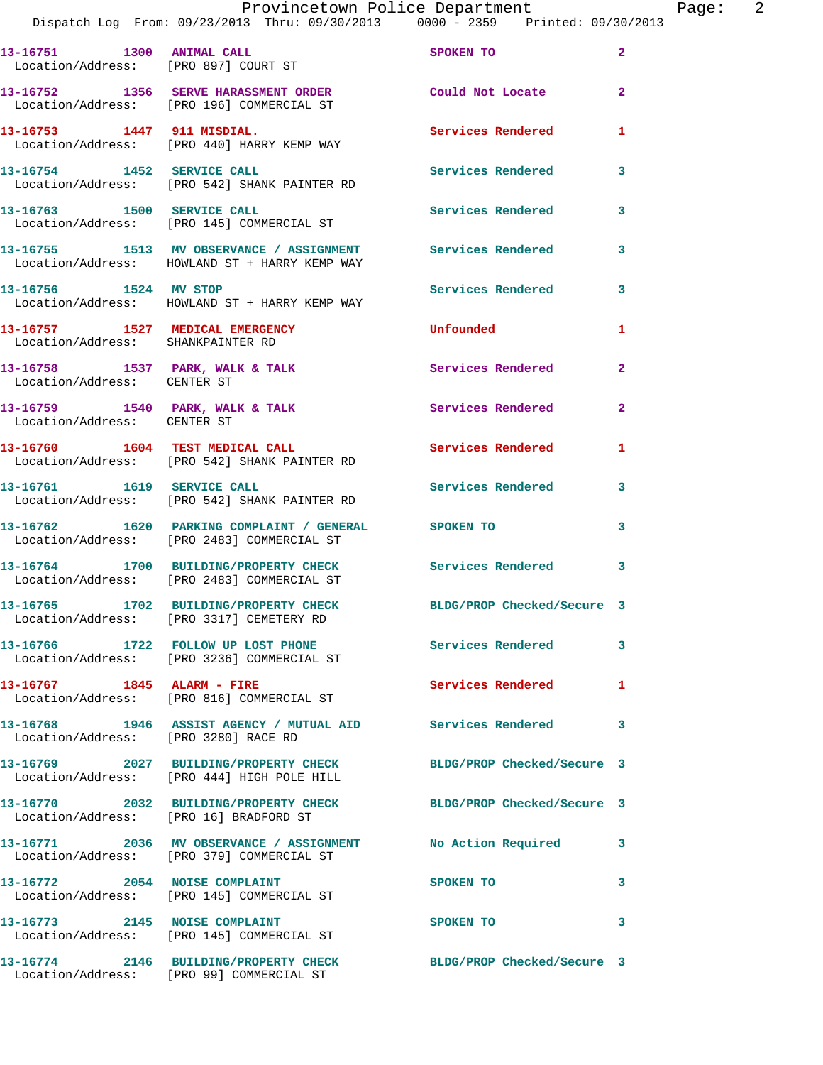| Call Number | Time | Call Reason | Action | Priority |
|---|---|---|---|---|
| 13-16751 | 1300 | ANIMAL CALL | SPOKEN TO | 2 |
| | | Location/Address: [PRO 897] COURT ST | | |
| 13-16752 | 1356 | SERVE HARASSMENT ORDER | Could Not Locate | 2 |
| | | Location/Address: [PRO 196] COMMERCIAL ST | | |
| 13-16753 | 1447 | 911 MISDIAL. | Services Rendered | 1 |
| | | Location/Address: [PRO 440] HARRY KEMP WAY | | |
| 13-16754 | 1452 | SERVICE CALL | Services Rendered | 3 |
| | | Location/Address: [PRO 542] SHANK PAINTER RD | | |
| 13-16763 | 1500 | SERVICE CALL | Services Rendered | 3 |
| | | Location/Address: [PRO 145] COMMERCIAL ST | | |
| 13-16755 | 1513 | MV OBSERVANCE / ASSIGNMENT | Services Rendered | 3 |
| | | Location/Address: HOWLAND ST + HARRY KEMP WAY | | |
| 13-16756 | 1524 | MV STOP | Services Rendered | 3 |
| | | Location/Address: HOWLAND ST + HARRY KEMP WAY | | |
| 13-16757 | 1527 | MEDICAL EMERGENCY | Unfounded | 1 |
| | | Location/Address: SHANKPAINTER RD | | |
| 13-16758 | 1537 | PARK, WALK & TALK | Services Rendered | 2 |
| | | Location/Address: CENTER ST | | |
| 13-16759 | 1540 | PARK, WALK & TALK | Services Rendered | 2 |
| | | Location/Address: CENTER ST | | |
| 13-16760 | 1604 | TEST MEDICAL CALL | Services Rendered | 1 |
| | | Location/Address: [PRO 542] SHANK PAINTER RD | | |
| 13-16761 | 1619 | SERVICE CALL | Services Rendered | 3 |
| | | Location/Address: [PRO 542] SHANK PAINTER RD | | |
| 13-16762 | 1620 | PARKING COMPLAINT / GENERAL | SPOKEN TO | 3 |
| | | Location/Address: [PRO 2483] COMMERCIAL ST | | |
| 13-16764 | 1700 | BUILDING/PROPERTY CHECK | Services Rendered | 3 |
| | | Location/Address: [PRO 2483] COMMERCIAL ST | | |
| 13-16765 | 1702 | BUILDING/PROPERTY CHECK | BLDG/PROP Checked/Secure | 3 |
| | | Location/Address: [PRO 3317] CEMETERY RD | | |
| 13-16766 | 1722 | FOLLOW UP LOST PHONE | Services Rendered | 3 |
| | | Location/Address: [PRO 3236] COMMERCIAL ST | | |
| 13-16767 | 1845 | ALARM - FIRE | Services Rendered | 1 |
| | | Location/Address: [PRO 816] COMMERCIAL ST | | |
| 13-16768 | 1946 | ASSIST AGENCY / MUTUAL AID | Services Rendered | 3 |
| | | Location/Address: [PRO 3280] RACE RD | | |
| 13-16769 | 2027 | BUILDING/PROPERTY CHECK | BLDG/PROP Checked/Secure | 3 |
| | | Location/Address: [PRO 444] HIGH POLE HILL | | |
| 13-16770 | 2032 | BUILDING/PROPERTY CHECK | BLDG/PROP Checked/Secure | 3 |
| | | Location/Address: [PRO 16] BRADFORD ST | | |
| 13-16771 | 2036 | MV OBSERVANCE / ASSIGNMENT | No Action Required | 3 |
| | | Location/Address: [PRO 379] COMMERCIAL ST | | |
| 13-16772 | 2054 | NOISE COMPLAINT | SPOKEN TO | 3 |
| | | Location/Address: [PRO 145] COMMERCIAL ST | | |
| 13-16773 | 2145 | NOISE COMPLAINT | SPOKEN TO | 3 |
| | | Location/Address: [PRO 145] COMMERCIAL ST | | |
| 13-16774 | 2146 | BUILDING/PROPERTY CHECK | BLDG/PROP Checked/Secure | 3 |
| | | Location/Address: [PRO 99] COMMERCIAL ST | | |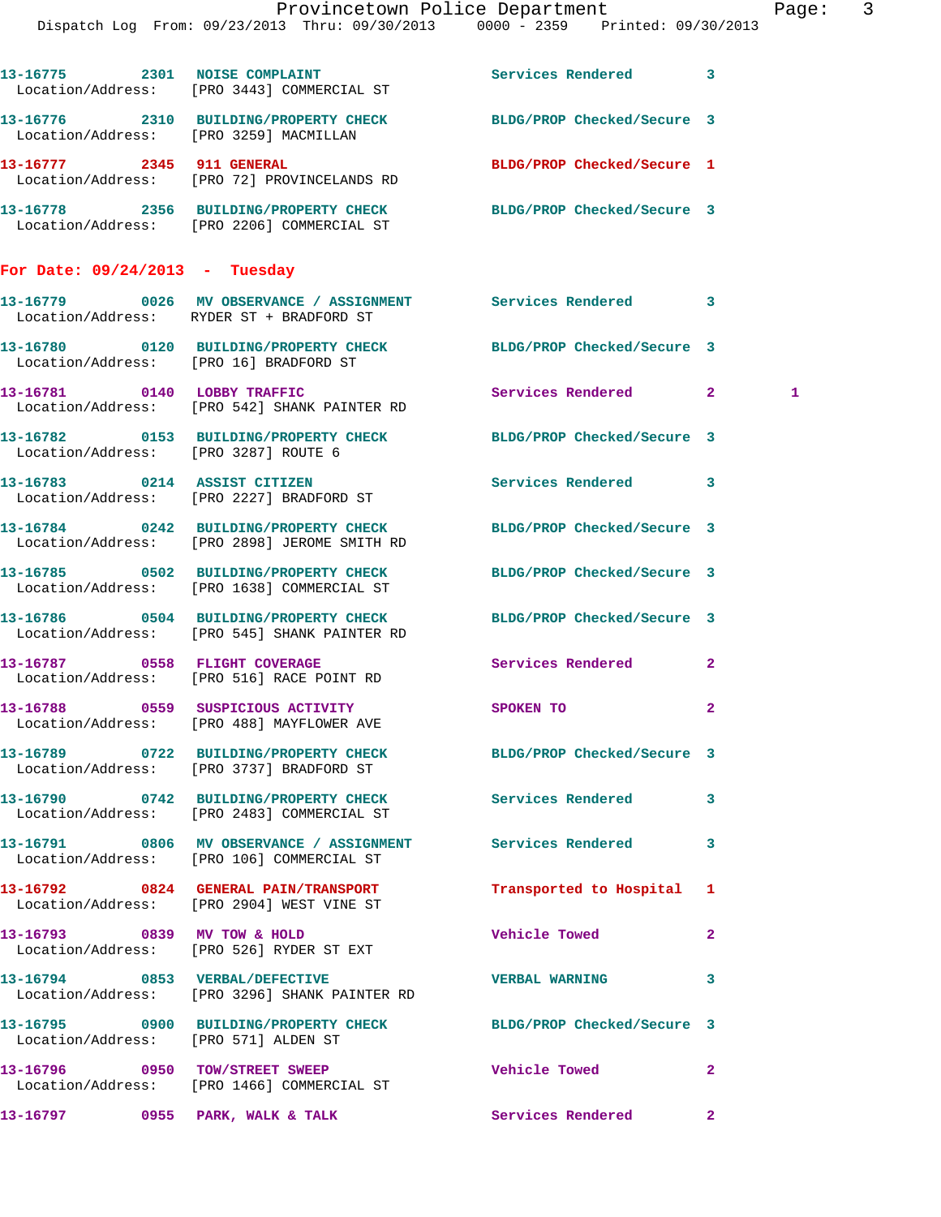13-16775 2301 NOISE COMPLAINT Services Rendered 3
Location/Address: [PRO 3443] COMMERCIAL ST

13-16776 2310 BUILDING/PROPERTY CHECK BLDG/PROP Checked/Secure 3
Location/Address: [PRO 3259] MACMILLAN

13-16777 2345 911 GENERAL BLDG/PROP Checked/Secure 1
Location/Address: [PRO 72] PROVINCELANDS RD

13-16778 2356 BUILDING/PROPERTY CHECK BLDG/PROP Checked/Secure 3
Location/Address: [PRO 2206] COMMERCIAL ST

## For Date: 09/24/2013 - Tuesday

13-16779 0026 MV OBSERVANCE / ASSIGNMENT Services Rendered 3
Location/Address: RYDER ST + BRADFORD ST

13-16780 0120 BUILDING/PROPERTY CHECK BLDG/PROP Checked/Secure 3
Location/Address: [PRO 16] BRADFORD ST

13-16781 0140 LOBBY TRAFFIC Services Rendered 2 1
Location/Address: [PRO 542] SHANK PAINTER RD

13-16782 0153 BUILDING/PROPERTY CHECK BLDG/PROP Checked/Secure 3
Location/Address: [PRO 3287] ROUTE 6

13-16783 0214 ASSIST CITIZEN Services Rendered 3
Location/Address: [PRO 2227] BRADFORD ST

13-16784 0242 BUILDING/PROPERTY CHECK BLDG/PROP Checked/Secure 3
Location/Address: [PRO 2898] JEROME SMITH RD

13-16785 0502 BUILDING/PROPERTY CHECK BLDG/PROP Checked/Secure 3
Location/Address: [PRO 1638] COMMERCIAL ST

13-16786 0504 BUILDING/PROPERTY CHECK BLDG/PROP Checked/Secure 3
Location/Address: [PRO 545] SHANK PAINTER RD

13-16787 0558 FLIGHT COVERAGE Services Rendered 2
Location/Address: [PRO 516] RACE POINT RD

13-16788 0559 SUSPICIOUS ACTIVITY SPOKEN TO 2
Location/Address: [PRO 488] MAYFLOWER AVE

13-16789 0722 BUILDING/PROPERTY CHECK BLDG/PROP Checked/Secure 3
Location/Address: [PRO 3737] BRADFORD ST

13-16790 0742 BUILDING/PROPERTY CHECK Services Rendered 3
Location/Address: [PRO 2483] COMMERCIAL ST

13-16791 0806 MV OBSERVANCE / ASSIGNMENT Services Rendered 3
Location/Address: [PRO 106] COMMERCIAL ST

13-16792 0824 GENERAL PAIN/TRANSPORT Transported to Hospital 1
Location/Address: [PRO 2904] WEST VINE ST

13-16793 0839 MV TOW & HOLD Vehicle Towed 2
Location/Address: [PRO 526] RYDER ST EXT

13-16794 0853 VERBAL/DEFECTIVE VERBAL WARNING 3
Location/Address: [PRO 3296] SHANK PAINTER RD

13-16795 0900 BUILDING/PROPERTY CHECK BLDG/PROP Checked/Secure 3
Location/Address: [PRO 571] ALDEN ST

13-16796 0950 TOW/STREET SWEEP Vehicle Towed 2
Location/Address: [PRO 1466] COMMERCIAL ST

13-16797 0955 PARK, WALK & TALK Services Rendered 2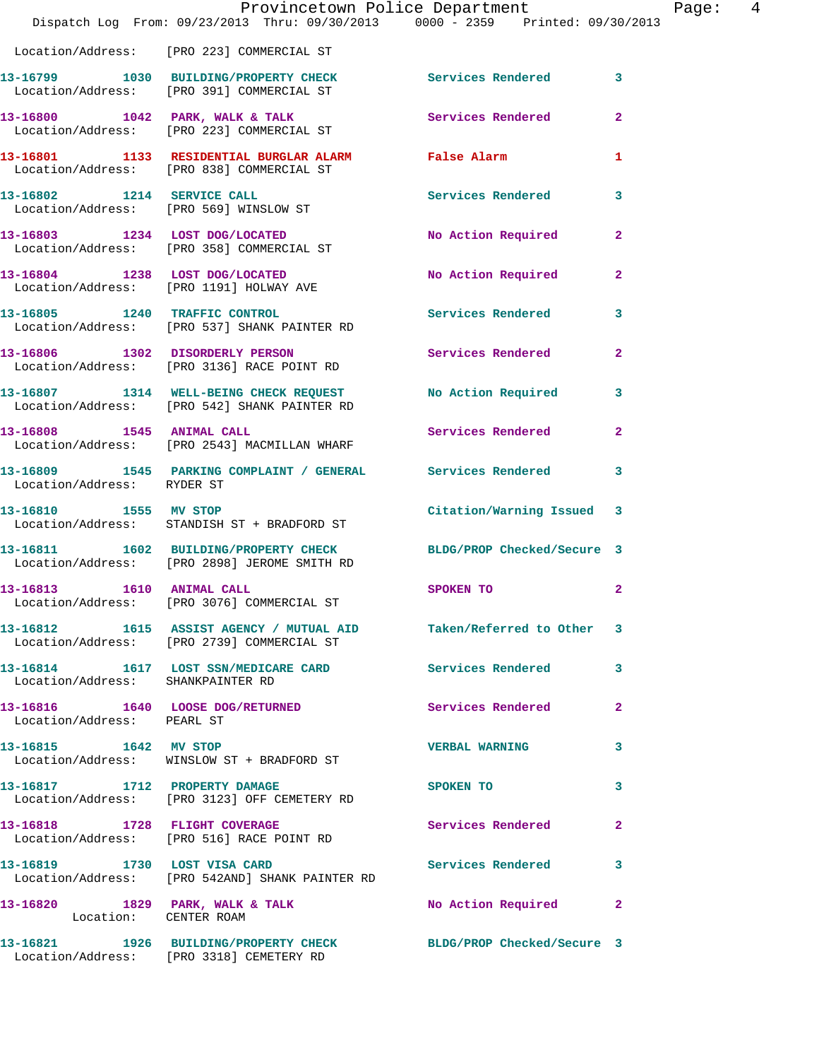Location/Address: [PRO 223] COMMERCIAL ST

13-16799 1030 BUILDING/PROPERTY CHECK Services Rendered 3
Location/Address: [PRO 391] COMMERCIAL ST

13-16800 1042 PARK, WALK & TALK Services Rendered 2
Location/Address: [PRO 223] COMMERCIAL ST

13-16801 1133 RESIDENTIAL BURGLAR ALARM False Alarm 1
Location/Address: [PRO 838] COMMERCIAL ST

13-16802 1214 SERVICE CALL Services Rendered 3
Location/Address: [PRO 569] WINSLOW ST

13-16803 1234 LOST DOG/LOCATED No Action Required 2
Location/Address: [PRO 358] COMMERCIAL ST

13-16804 1238 LOST DOG/LOCATED No Action Required 2
Location/Address: [PRO 1191] HOLWAY AVE

13-16805 1240 TRAFFIC CONTROL Services Rendered 3
Location/Address: [PRO 537] SHANK PAINTER RD

13-16806 1302 DISORDERLY PERSON Services Rendered 2
Location/Address: [PRO 3136] RACE POINT RD

13-16807 1314 WELL-BEING CHECK REQUEST No Action Required 3
Location/Address: [PRO 542] SHANK PAINTER RD

13-16808 1545 ANIMAL CALL Services Rendered 2
Location/Address: [PRO 2543] MACMILLAN WHARF

13-16809 1545 PARKING COMPLAINT / GENERAL Services Rendered 3
Location/Address: RYDER ST

13-16810 1555 MV STOP Citation/Warning Issued 3
Location/Address: STANDISH ST + BRADFORD ST

13-16811 1602 BUILDING/PROPERTY CHECK BLDG/PROP Checked/Secure 3
Location/Address: [PRO 2898] JEROME SMITH RD

13-16813 1610 ANIMAL CALL SPOKEN TO 2
Location/Address: [PRO 3076] COMMERCIAL ST

13-16812 1615 ASSIST AGENCY / MUTUAL AID Taken/Referred to Other 3
Location/Address: [PRO 2739] COMMERCIAL ST

13-16814 1617 LOST SSN/MEDICARE CARD Services Rendered 3
Location/Address: SHANKPAINTER RD

13-16816 1640 LOOSE DOG/RETURNED Services Rendered 2
Location/Address: PEARL ST

13-16815 1642 MV STOP VERBAL WARNING 3
Location/Address: WINSLOW ST + BRADFORD ST

13-16817 1712 PROPERTY DAMAGE SPOKEN TO 3
Location/Address: [PRO 3123] OFF CEMETERY RD

13-16818 1728 FLIGHT COVERAGE Services Rendered 2
Location/Address: [PRO 516] RACE POINT RD

13-16819 1730 LOST VISA CARD Services Rendered 3
Location/Address: [PRO 542AND] SHANK PAINTER RD

13-16820 1829 PARK, WALK & TALK No Action Required 2
Location: CENTER ROAM

13-16821 1926 BUILDING/PROPERTY CHECK BLDG/PROP Checked/Secure 3
Location/Address: [PRO 3318] CEMETERY RD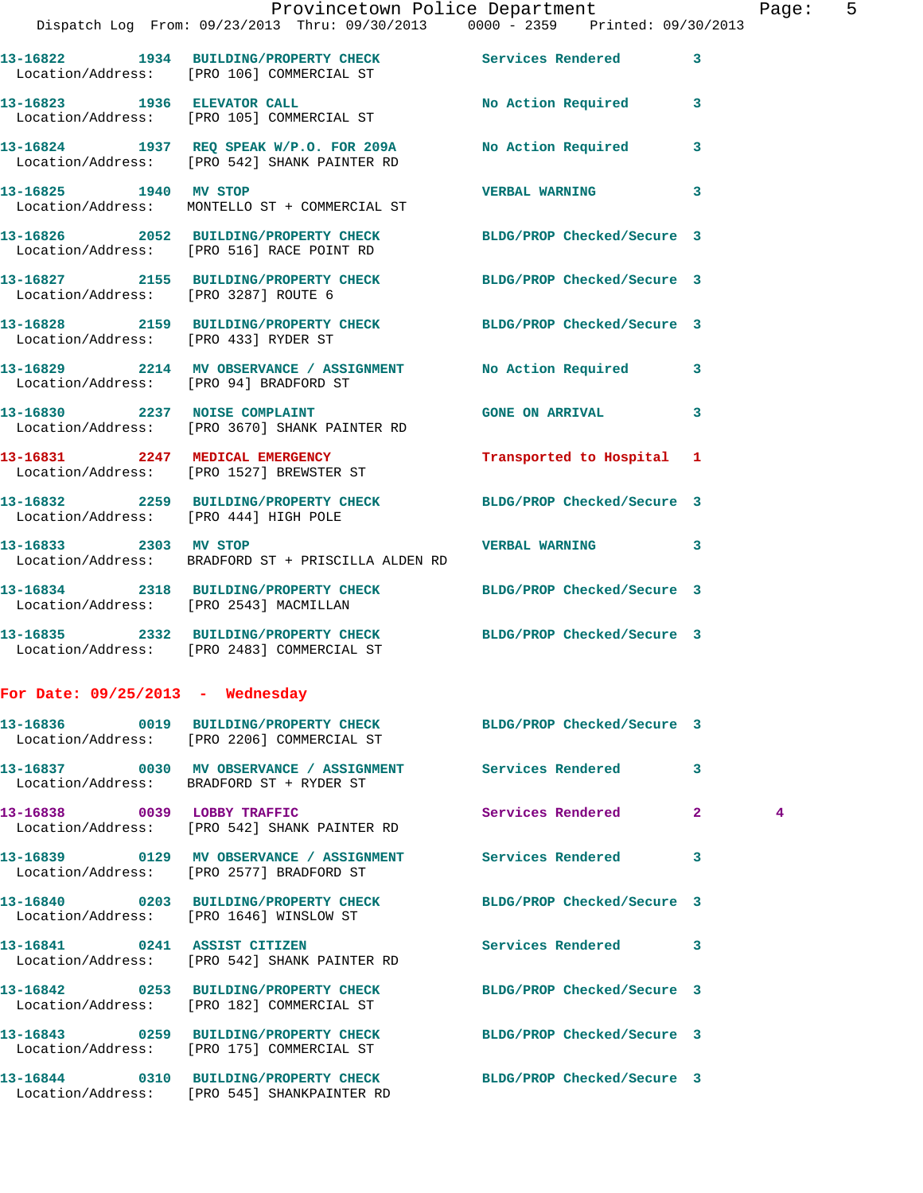13-16822 1934 BUILDING/PROPERTY CHECK Services Rendered 3
Location/Address: [PRO 106] COMMERCIAL ST

13-16823 1936 ELEVATOR CALL No Action Required 3
Location/Address: [PRO 105] COMMERCIAL ST

13-16824 1937 REQ SPEAK W/P.O. FOR 209A No Action Required 3
Location/Address: [PRO 542] SHANK PAINTER RD

13-16825 1940 MV STOP VERBAL WARNING 3
Location/Address: MONTELLO ST + COMMERCIAL ST

13-16826 2052 BUILDING/PROPERTY CHECK BLDG/PROP Checked/Secure 3
Location/Address: [PRO 516] RACE POINT RD

13-16827 2155 BUILDING/PROPERTY CHECK BLDG/PROP Checked/Secure 3
Location/Address: [PRO 3287] ROUTE 6

13-16828 2159 BUILDING/PROPERTY CHECK BLDG/PROP Checked/Secure 3
Location/Address: [PRO 433] RYDER ST

13-16829 2214 MV OBSERVANCE / ASSIGNMENT No Action Required 3
Location/Address: [PRO 94] BRADFORD ST

13-16830 2237 NOISE COMPLAINT GONE ON ARRIVAL 3
Location/Address: [PRO 3670] SHANK PAINTER RD

13-16831 2247 MEDICAL EMERGENCY Transported to Hospital 1
Location/Address: [PRO 1527] BREWSTER ST

13-16832 2259 BUILDING/PROPERTY CHECK BLDG/PROP Checked/Secure 3
Location/Address: [PRO 444] HIGH POLE

13-16833 2303 MV STOP VERBAL WARNING 3
Location/Address: BRADFORD ST + PRISCILLA ALDEN RD

13-16834 2318 BUILDING/PROPERTY CHECK BLDG/PROP Checked/Secure 3
Location/Address: [PRO 2543] MACMILLAN

13-16835 2332 BUILDING/PROPERTY CHECK BLDG/PROP Checked/Secure 3
Location/Address: [PRO 2483] COMMERCIAL ST

**For Date: 09/25/2013 - Wednesday**

13-16836 0019 BUILDING/PROPERTY CHECK BLDG/PROP Checked/Secure 3
Location/Address: [PRO 2206] COMMERCIAL ST

13-16837 0030 MV OBSERVANCE / ASSIGNMENT Services Rendered 3
Location/Address: BRADFORD ST + RYDER ST

13-16838 0039 LOBBY TRAFFIC Services Rendered 2 4
Location/Address: [PRO 542] SHANK PAINTER RD

13-16839 0129 MV OBSERVANCE / ASSIGNMENT Services Rendered 3
Location/Address: [PRO 2577] BRADFORD ST

13-16840 0203 BUILDING/PROPERTY CHECK BLDG/PROP Checked/Secure 3
Location/Address: [PRO 1646] WINSLOW ST

13-16841 0241 ASSIST CITIZEN Services Rendered 3
Location/Address: [PRO 542] SHANK PAINTER RD

13-16842 0253 BUILDING/PROPERTY CHECK BLDG/PROP Checked/Secure 3
Location/Address: [PRO 182] COMMERCIAL ST

13-16843 0259 BUILDING/PROPERTY CHECK BLDG/PROP Checked/Secure 3
Location/Address: [PRO 175] COMMERCIAL ST

13-16844 0310 BUILDING/PROPERTY CHECK BLDG/PROP Checked/Secure 3
Location/Address: [PRO 545] SHANKPAINTER RD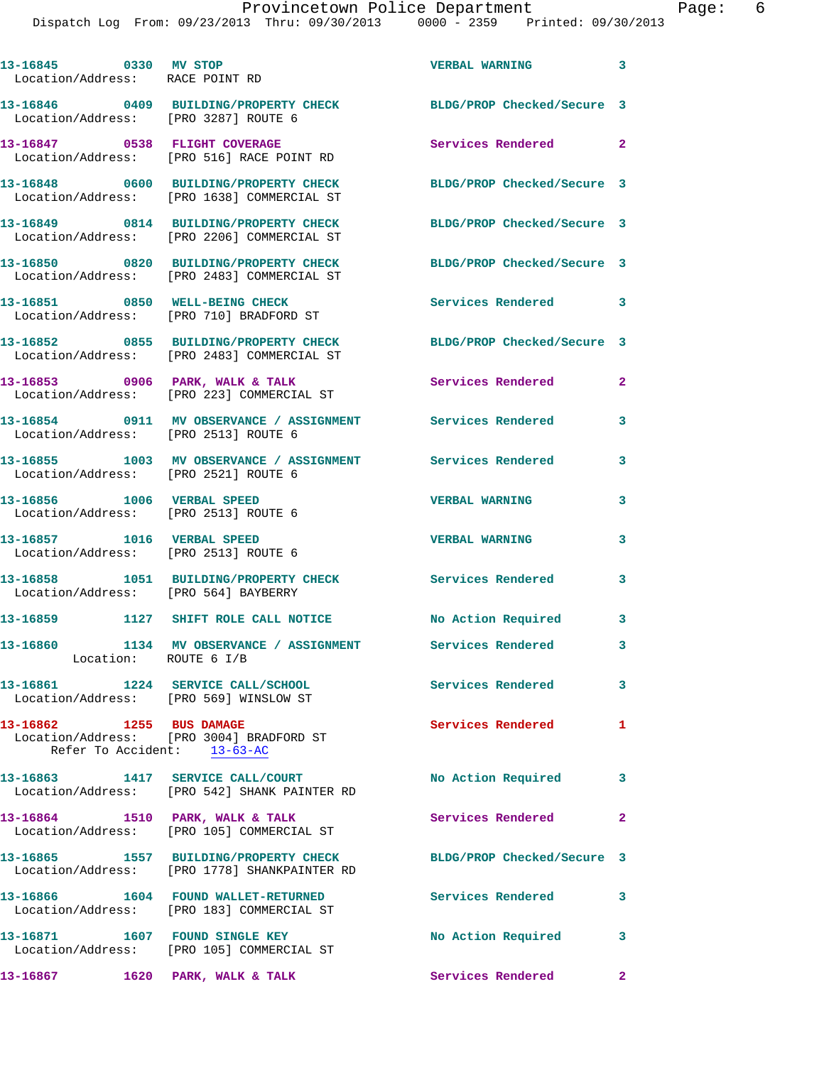13-16845 0330 MV STOP VERBAL WARNING 3
Location/Address: RACE POINT RD

13-16846 0409 BUILDING/PROPERTY CHECK BLDG/PROP Checked/Secure 3
Location/Address: [PRO 3287] ROUTE 6

13-16847 0538 FLIGHT COVERAGE Services Rendered 2
Location/Address: [PRO 516] RACE POINT RD

13-16848 0600 BUILDING/PROPERTY CHECK BLDG/PROP Checked/Secure 3
Location/Address: [PRO 1638] COMMERCIAL ST

13-16849 0814 BUILDING/PROPERTY CHECK BLDG/PROP Checked/Secure 3
Location/Address: [PRO 2206] COMMERCIAL ST

13-16850 0820 BUILDING/PROPERTY CHECK BLDG/PROP Checked/Secure 3
Location/Address: [PRO 2483] COMMERCIAL ST

13-16851 0850 WELL-BEING CHECK Services Rendered 3
Location/Address: [PRO 710] BRADFORD ST

13-16852 0855 BUILDING/PROPERTY CHECK BLDG/PROP Checked/Secure 3
Location/Address: [PRO 2483] COMMERCIAL ST

13-16853 0906 PARK, WALK & TALK Services Rendered 2
Location/Address: [PRO 223] COMMERCIAL ST

13-16854 0911 MV OBSERVANCE / ASSIGNMENT Services Rendered 3
Location/Address: [PRO 2513] ROUTE 6

13-16855 1003 MV OBSERVANCE / ASSIGNMENT Services Rendered 3
Location/Address: [PRO 2521] ROUTE 6

13-16856 1006 VERBAL SPEED VERBAL WARNING 3
Location/Address: [PRO 2513] ROUTE 6

13-16857 1016 VERBAL SPEED VERBAL WARNING 3
Location/Address: [PRO 2513] ROUTE 6

13-16858 1051 BUILDING/PROPERTY CHECK Services Rendered 3
Location/Address: [PRO 564] BAYBERRY

13-16859 1127 SHIFT ROLE CALL NOTICE No Action Required 3

13-16860 1134 MV OBSERVANCE / ASSIGNMENT Services Rendered 3
Location: ROUTE 6 I/B

13-16861 1224 SERVICE CALL/SCHOOL Services Rendered 3
Location/Address: [PRO 569] WINSLOW ST

13-16862 1255 BUS DAMAGE Services Rendered 1
Location/Address: [PRO 3004] BRADFORD ST
Refer To Accident: 13-63-AC

13-16863 1417 SERVICE CALL/COURT No Action Required 3
Location/Address: [PRO 542] SHANK PAINTER RD

13-16864 1510 PARK, WALK & TALK Services Rendered 2
Location/Address: [PRO 105] COMMERCIAL ST

13-16865 1557 BUILDING/PROPERTY CHECK BLDG/PROP Checked/Secure 3
Location/Address: [PRO 1778] SHANKPAINTER RD

13-16866 1604 FOUND WALLET-RETURNED Services Rendered 3
Location/Address: [PRO 183] COMMERCIAL ST

13-16871 1607 FOUND SINGLE KEY No Action Required 3
Location/Address: [PRO 105] COMMERCIAL ST

13-16867 1620 PARK, WALK & TALK Services Rendered 2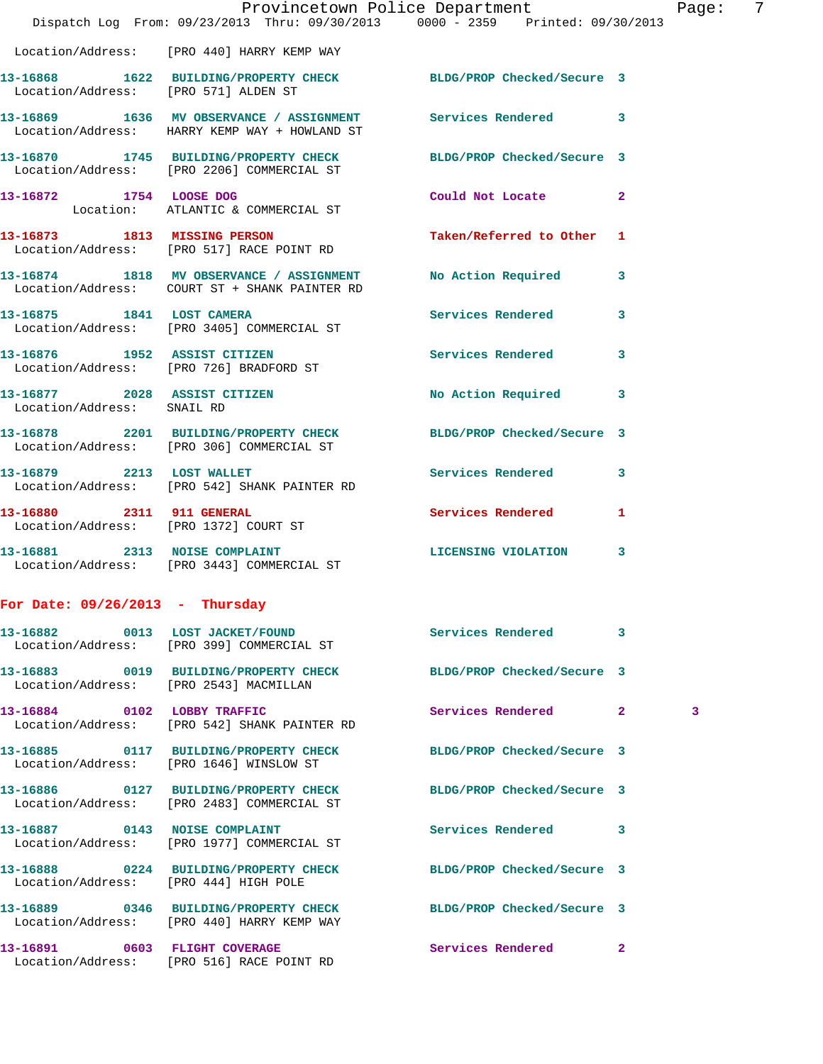Location/Address: [PRO 440] HARRY KEMP WAY

| Call # | Time | Call Reason | Action | Priority | |
|---|---|---|---|---|---|
| 13-16868 | 1622 | BUILDING/PROPERTY CHECK | BLDG/PROP Checked/Secure | 3 | |
| Location/Address: [PRO 571] ALDEN ST | | | | | |
| 13-16869 | 1636 | MV OBSERVANCE / ASSIGNMENT | Services Rendered | 3 | |
| Location/Address: HARRY KEMP WAY + HOWLAND ST | | | | | |
| 13-16870 | 1745 | BUILDING/PROPERTY CHECK | BLDG/PROP Checked/Secure | 3 | |
| Location/Address: [PRO 2206] COMMERCIAL ST | | | | | |
| 13-16872 | 1754 | LOOSE DOG | Could Not Locate | 2 | |
| Location: ATLANTIC & COMMERCIAL ST | | | | | |
| 13-16873 | 1813 | MISSING PERSON | Taken/Referred to Other | 1 | |
| Location/Address: [PRO 517] RACE POINT RD | | | | | |
| 13-16874 | 1818 | MV OBSERVANCE / ASSIGNMENT | No Action Required | 3 | |
| Location/Address: COURT ST + SHANK PAINTER RD | | | | | |
| 13-16875 | 1841 | LOST CAMERA | Services Rendered | 3 | |
| Location/Address: [PRO 3405] COMMERCIAL ST | | | | | |
| 13-16876 | 1952 | ASSIST CITIZEN | Services Rendered | 3 | |
| Location/Address: [PRO 726] BRADFORD ST | | | | | |
| 13-16877 | 2028 | ASSIST CITIZEN | No Action Required | 3 | |
| Location/Address: SNAIL RD | | | | | |
| 13-16878 | 2201 | BUILDING/PROPERTY CHECK | BLDG/PROP Checked/Secure | 3 | |
| Location/Address: [PRO 306] COMMERCIAL ST | | | | | |
| 13-16879 | 2213 | LOST WALLET | Services Rendered | 3 | |
| Location/Address: [PRO 542] SHANK PAINTER RD | | | | | |
| 13-16880 | 2311 | 911 GENERAL | Services Rendered | 1 | |
| Location/Address: [PRO 1372] COURT ST | | | | | |
| 13-16881 | 2313 | NOISE COMPLAINT | LICENSING VIOLATION | 3 | |
| Location/Address: [PRO 3443] COMMERCIAL ST | | | | | |

## For Date: 09/26/2013 - Thursday

| Call # | Time | Call Reason | Action | Priority | |
|---|---|---|---|---|---|
| 13-16882 | 0013 | LOST JACKET/FOUND | Services Rendered | 3 | |
| Location/Address: [PRO 399] COMMERCIAL ST | | | | | |
| 13-16883 | 0019 | BUILDING/PROPERTY CHECK | BLDG/PROP Checked/Secure | 3 | |
| Location/Address: [PRO 2543] MACMILLAN | | | | | |
| 13-16884 | 0102 | LOBBY TRAFFIC | Services Rendered | 2 | 3 |
| Location/Address: [PRO 542] SHANK PAINTER RD | | | | | |
| 13-16885 | 0117 | BUILDING/PROPERTY CHECK | BLDG/PROP Checked/Secure | 3 | |
| Location/Address: [PRO 1646] WINSLOW ST | | | | | |
| 13-16886 | 0127 | BUILDING/PROPERTY CHECK | BLDG/PROP Checked/Secure | 3 | |
| Location/Address: [PRO 2483] COMMERCIAL ST | | | | | |
| 13-16887 | 0143 | NOISE COMPLAINT | Services Rendered | 3 | |
| Location/Address: [PRO 1977] COMMERCIAL ST | | | | | |
| 13-16888 | 0224 | BUILDING/PROPERTY CHECK | BLDG/PROP Checked/Secure | 3 | |
| Location/Address: [PRO 444] HIGH POLE | | | | | |
| 13-16889 | 0346 | BUILDING/PROPERTY CHECK | BLDG/PROP Checked/Secure | 3 | |
| Location/Address: [PRO 440] HARRY KEMP WAY | | | | | |
| 13-16891 | 0603 | FLIGHT COVERAGE | Services Rendered | 2 | |
| Location/Address: [PRO 516] RACE POINT RD | | | | | |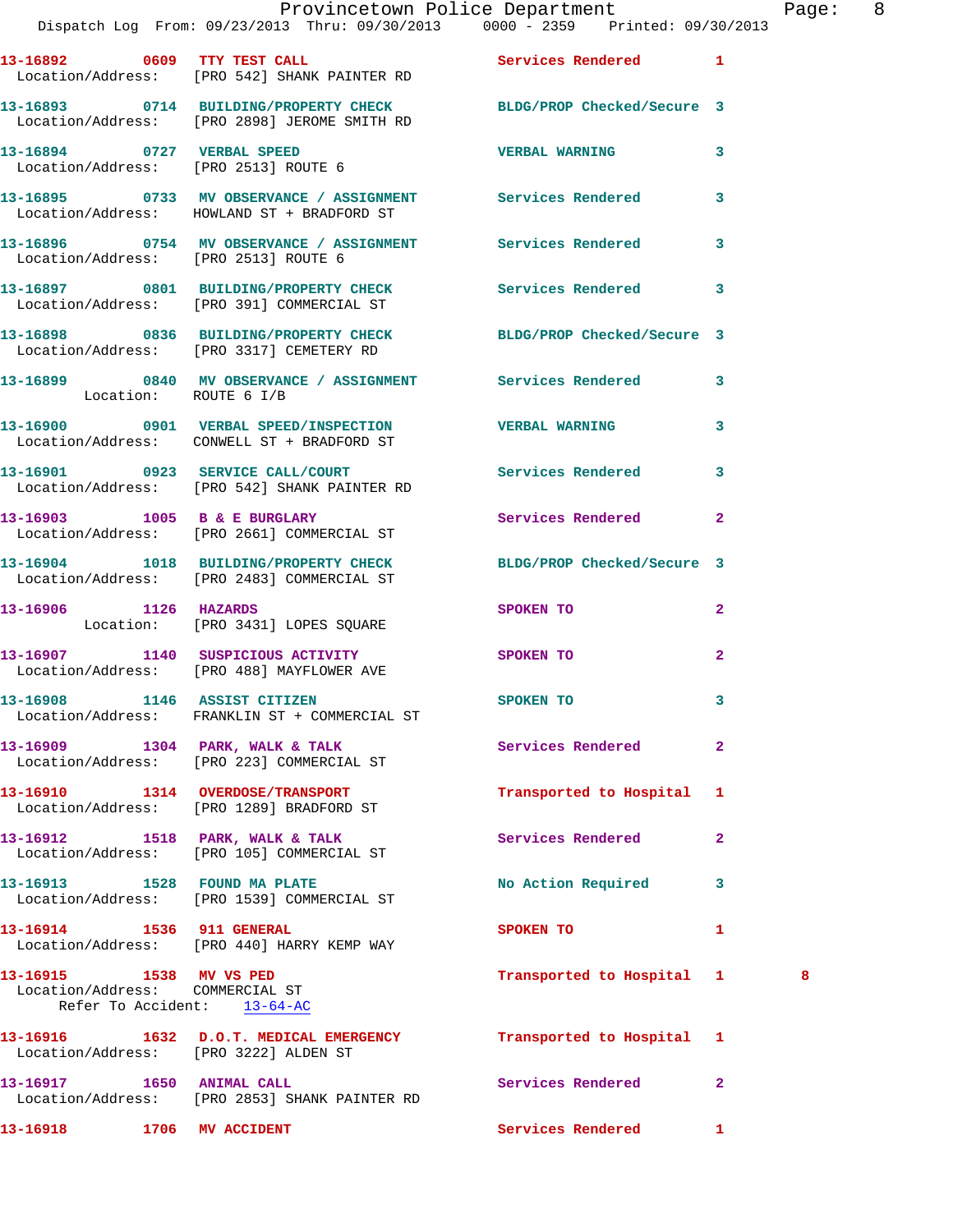**13-16892 0609 TTY TEST CALL** Services Rendered 1
Location/Address: [PRO 542] SHANK PAINTER RD

**13-16893 0714 BUILDING/PROPERTY CHECK** BLDG/PROP Checked/Secure 3
Location/Address: [PRO 2898] JEROME SMITH RD

**13-16894 0727 VERBAL SPEED** VERBAL WARNING 3
Location/Address: [PRO 2513] ROUTE 6

**13-16895 0733 MV OBSERVANCE / ASSIGNMENT** Services Rendered 3
Location/Address: HOWLAND ST + BRADFORD ST

**13-16896 0754 MV OBSERVANCE / ASSIGNMENT** Services Rendered 3
Location/Address: [PRO 2513] ROUTE 6

**13-16897 0801 BUILDING/PROPERTY CHECK** Services Rendered 3
Location/Address: [PRO 391] COMMERCIAL ST

**13-16898 0836 BUILDING/PROPERTY CHECK** BLDG/PROP Checked/Secure 3
Location/Address: [PRO 3317] CEMETERY RD

**13-16899 0840 MV OBSERVANCE / ASSIGNMENT** Services Rendered 3
Location: ROUTE 6 I/B

**13-16900 0901 VERBAL SPEED/INSPECTION** VERBAL WARNING 3
Location/Address: CONWELL ST + BRADFORD ST

**13-16901 0923 SERVICE CALL/COURT** Services Rendered 3
Location/Address: [PRO 542] SHANK PAINTER RD

**13-16903 1005 B & E BURGLARY** Services Rendered 2
Location/Address: [PRO 2661] COMMERCIAL ST

**13-16904 1018 BUILDING/PROPERTY CHECK** BLDG/PROP Checked/Secure 3
Location/Address: [PRO 2483] COMMERCIAL ST

**13-16906 1126 HAZARDS** SPOKEN TO 2
Location: [PRO 3431] LOPES SQUARE

**13-16907 1140 SUSPICIOUS ACTIVITY** SPOKEN TO 2
Location/Address: [PRO 488] MAYFLOWER AVE

**13-16908 1146 ASSIST CITIZEN** SPOKEN TO 3
Location/Address: FRANKLIN ST + COMMERCIAL ST

**13-16909 1304 PARK, WALK & TALK** Services Rendered 2
Location/Address: [PRO 223] COMMERCIAL ST

**13-16910 1314 OVERDOSE/TRANSPORT** Transported to Hospital 1
Location/Address: [PRO 1289] BRADFORD ST

**13-16912 1518 PARK, WALK & TALK** Services Rendered 2
Location/Address: [PRO 105] COMMERCIAL ST

**13-16913 1528 FOUND MA PLATE** No Action Required 3
Location/Address: [PRO 1539] COMMERCIAL ST

**13-16914 1536 911 GENERAL** SPOKEN TO 1
Location/Address: [PRO 440] HARRY KEMP WAY

**13-16915 1538 MV VS PED** Transported to Hospital 1 8
Location/Address: COMMERCIAL ST
Refer To Accident: 13-64-AC

**13-16916 1632 D.O.T. MEDICAL EMERGENCY** Transported to Hospital 1
Location/Address: [PRO 3222] ALDEN ST

**13-16917 1650 ANIMAL CALL** Services Rendered 2
Location/Address: [PRO 2853] SHANK PAINTER RD

**13-16918 1706 MV ACCIDENT** Services Rendered 1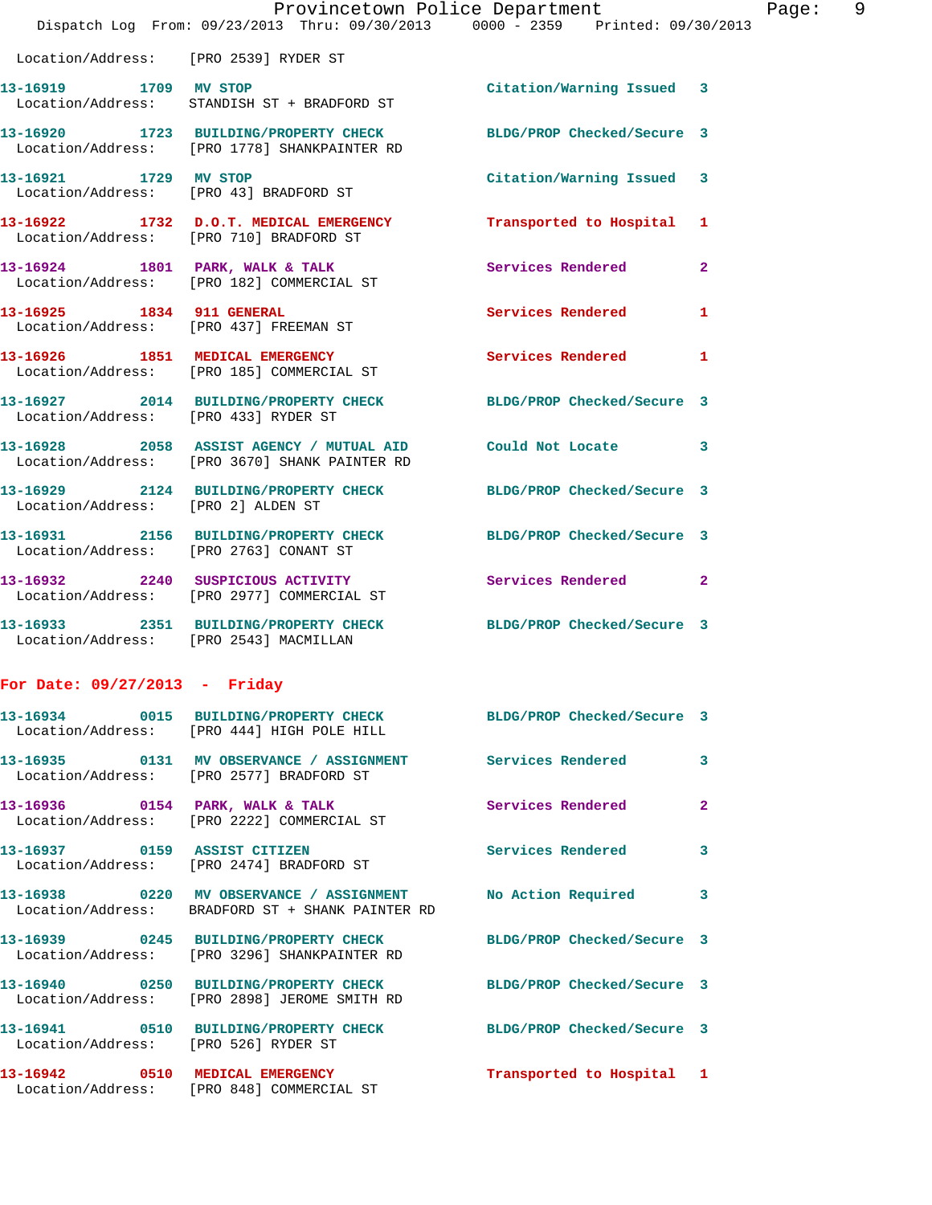Location/Address: [PRO 2539] RYDER ST

| Call # | Time | Call Type | Disposition | Priority |
|---|---|---|---|---|
| 13-16919 | 1709 | MV STOP | Citation/Warning Issued | 3 |
| | | Location/Address: STANDISH ST + BRADFORD ST | | |
| 13-16920 | 1723 | BUILDING/PROPERTY CHECK | BLDG/PROP Checked/Secure | 3 |
| | | Location/Address: [PRO 1778] SHANKPAINTER RD | | |
| 13-16921 | 1729 | MV STOP | Citation/Warning Issued | 3 |
| | | Location/Address: [PRO 43] BRADFORD ST | | |
| 13-16922 | 1732 | D.O.T. MEDICAL EMERGENCY | Transported to Hospital | 1 |
| | | Location/Address: [PRO 710] BRADFORD ST | | |
| 13-16924 | 1801 | PARK, WALK & TALK | Services Rendered | 2 |
| | | Location/Address: [PRO 182] COMMERCIAL ST | | |
| 13-16925 | 1834 | 911 GENERAL | Services Rendered | 1 |
| | | Location/Address: [PRO 437] FREEMAN ST | | |
| 13-16926 | 1851 | MEDICAL EMERGENCY | Services Rendered | 1 |
| | | Location/Address: [PRO 185] COMMERCIAL ST | | |
| 13-16927 | 2014 | BUILDING/PROPERTY CHECK | BLDG/PROP Checked/Secure | 3 |
| | | Location/Address: [PRO 433] RYDER ST | | |
| 13-16928 | 2058 | ASSIST AGENCY / MUTUAL AID | Could Not Locate | 3 |
| | | Location/Address: [PRO 3670] SHANK PAINTER RD | | |
| 13-16929 | 2124 | BUILDING/PROPERTY CHECK | BLDG/PROP Checked/Secure | 3 |
| | | Location/Address: [PRO 2] ALDEN ST | | |
| 13-16931 | 2156 | BUILDING/PROPERTY CHECK | BLDG/PROP Checked/Secure | 3 |
| | | Location/Address: [PRO 2763] CONANT ST | | |
| 13-16932 | 2240 | SUSPICIOUS ACTIVITY | Services Rendered | 2 |
| | | Location/Address: [PRO 2977] COMMERCIAL ST | | |
| 13-16933 | 2351 | BUILDING/PROPERTY CHECK | BLDG/PROP Checked/Secure | 3 |
| | | Location/Address: [PRO 2543] MACMILLAN | | |

## For Date: 09/27/2013 - Friday

| Call # | Time | Call Type | Disposition | Priority |
|---|---|---|---|---|
| 13-16934 | 0015 | BUILDING/PROPERTY CHECK | BLDG/PROP Checked/Secure | 3 |
| | | Location/Address: [PRO 444] HIGH POLE HILL | | |
| 13-16935 | 0131 | MV OBSERVANCE / ASSIGNMENT | Services Rendered | 3 |
| | | Location/Address: [PRO 2577] BRADFORD ST | | |
| 13-16936 | 0154 | PARK, WALK & TALK | Services Rendered | 2 |
| | | Location/Address: [PRO 2222] COMMERCIAL ST | | |
| 13-16937 | 0159 | ASSIST CITIZEN | Services Rendered | 3 |
| | | Location/Address: [PRO 2474] BRADFORD ST | | |
| 13-16938 | 0220 | MV OBSERVANCE / ASSIGNMENT | No Action Required | 3 |
| | | Location/Address: BRADFORD ST + SHANK PAINTER RD | | |
| 13-16939 | 0245 | BUILDING/PROPERTY CHECK | BLDG/PROP Checked/Secure | 3 |
| | | Location/Address: [PRO 3296] SHANKPAINTER RD | | |
| 13-16940 | 0250 | BUILDING/PROPERTY CHECK | BLDG/PROP Checked/Secure | 3 |
| | | Location/Address: [PRO 2898] JEROME SMITH RD | | |
| 13-16941 | 0510 | BUILDING/PROPERTY CHECK | BLDG/PROP Checked/Secure | 3 |
| | | Location/Address: [PRO 526] RYDER ST | | |
| 13-16942 | 0510 | MEDICAL EMERGENCY | Transported to Hospital | 1 |
| | | Location/Address: [PRO 848] COMMERCIAL ST | | |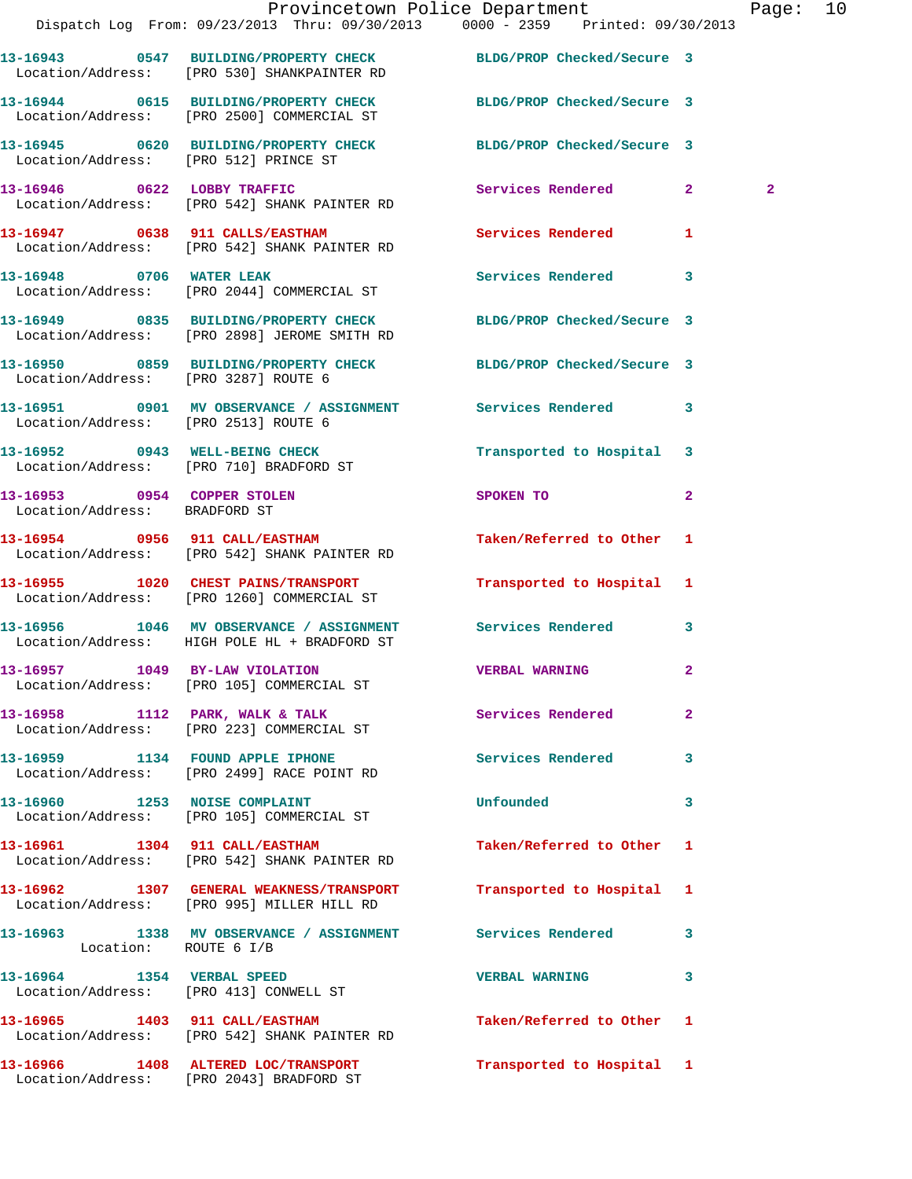| Call Number | Time | Call Reason | Action | Priority | |
|---|---|---|---|---|---|
| 13-16943 | 0547 | BUILDING/PROPERTY CHECK | BLDG/PROP Checked/Secure | 3 | |
| Location/Address: | | [PRO 530] SHANKPAINTER RD | | | |
| 13-16944 | 0615 | BUILDING/PROPERTY CHECK | BLDG/PROP Checked/Secure | 3 | |
| Location/Address: | | [PRO 2500] COMMERCIAL ST | | | |
| 13-16945 | 0620 | BUILDING/PROPERTY CHECK | BLDG/PROP Checked/Secure | 3 | |
| Location/Address: | | [PRO 512] PRINCE ST | | | |
| 13-16946 | 0622 | LOBBY TRAFFIC | Services Rendered | 2 | 2 |
| Location/Address: | | [PRO 542] SHANK PAINTER RD | | | |
| 13-16947 | 0638 | 911 CALLS/EASTHAM | Services Rendered | 1 | |
| Location/Address: | | [PRO 542] SHANK PAINTER RD | | | |
| 13-16948 | 0706 | WATER LEAK | Services Rendered | 3 | |
| Location/Address: | | [PRO 2044] COMMERCIAL ST | | | |
| 13-16949 | 0835 | BUILDING/PROPERTY CHECK | BLDG/PROP Checked/Secure | 3 | |
| Location/Address: | | [PRO 2898] JEROME SMITH RD | | | |
| 13-16950 | 0859 | BUILDING/PROPERTY CHECK | BLDG/PROP Checked/Secure | 3 | |
| Location/Address: | | [PRO 3287] ROUTE 6 | | | |
| 13-16951 | 0901 | MV OBSERVANCE / ASSIGNMENT | Services Rendered | 3 | |
| Location/Address: | | [PRO 2513] ROUTE 6 | | | |
| 13-16952 | 0943 | WELL-BEING CHECK | Transported to Hospital | 3 | |
| Location/Address: | | [PRO 710] BRADFORD ST | | | |
| 13-16953 | 0954 | COPPER STOLEN | SPOKEN TO | 2 | |
| Location/Address: | | BRADFORD ST | | | |
| 13-16954 | 0956 | 911 CALL/EASTHAM | Taken/Referred to Other | 1 | |
| Location/Address: | | [PRO 542] SHANK PAINTER RD | | | |
| 13-16955 | 1020 | CHEST PAINS/TRANSPORT | Transported to Hospital | 1 | |
| Location/Address: | | [PRO 1260] COMMERCIAL ST | | | |
| 13-16956 | 1046 | MV OBSERVANCE / ASSIGNMENT | Services Rendered | 3 | |
| Location/Address: | | HIGH POLE HL + BRADFORD ST | | | |
| 13-16957 | 1049 | BY-LAW VIOLATION | VERBAL WARNING | 2 | |
| Location/Address: | | [PRO 105] COMMERCIAL ST | | | |
| 13-16958 | 1112 | PARK, WALK & TALK | Services Rendered | 2 | |
| Location/Address: | | [PRO 223] COMMERCIAL ST | | | |
| 13-16959 | 1134 | FOUND APPLE IPHONE | Services Rendered | 3 | |
| Location/Address: | | [PRO 2499] RACE POINT RD | | | |
| 13-16960 | 1253 | NOISE COMPLAINT | Unfounded | 3 | |
| Location/Address: | | [PRO 105] COMMERCIAL ST | | | |
| 13-16961 | 1304 | 911 CALL/EASTHAM | Taken/Referred to Other | 1 | |
| Location/Address: | | [PRO 542] SHANK PAINTER RD | | | |
| 13-16962 | 1307 | GENERAL WEAKNESS/TRANSPORT | Transported to Hospital | 1 | |
| Location/Address: | | [PRO 995] MILLER HILL RD | | | |
| 13-16963 | 1338 | MV OBSERVANCE / ASSIGNMENT | Services Rendered | 3 | |
| Location: | | ROUTE 6 I/B | | | |
| 13-16964 | 1354 | VERBAL SPEED | VERBAL WARNING | 3 | |
| Location/Address: | | [PRO 413] CONWELL ST | | | |
| 13-16965 | 1403 | 911 CALL/EASTHAM | Taken/Referred to Other | 1 | |
| Location/Address: | | [PRO 542] SHANK PAINTER RD | | | |
| 13-16966 | 1408 | ALTERED LOC/TRANSPORT | Transported to Hospital | 1 | |
| Location/Address: | | [PRO 2043] BRADFORD ST | | | |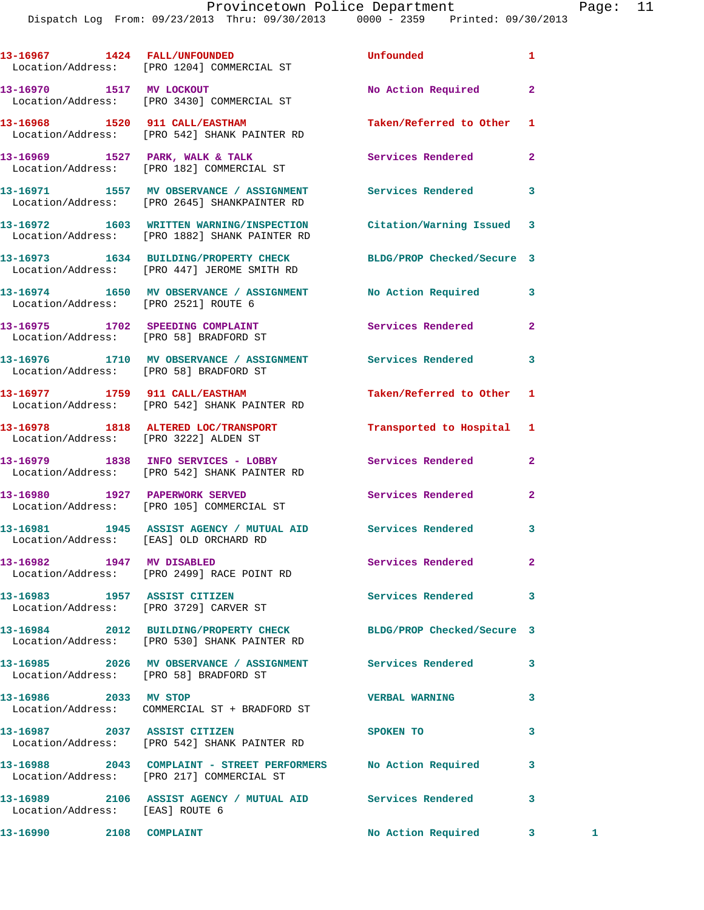13-16967 1424 FALL/UNFOUNDED Unfounded 1
Location/Address: [PRO 1204] COMMERCIAL ST

13-16970 1517 MV LOCKOUT No Action Required 2
Location/Address: [PRO 3430] COMMERCIAL ST

13-16968 1520 911 CALL/EASTHAM Taken/Referred to Other 1
Location/Address: [PRO 542] SHANK PAINTER RD

13-16969 1527 PARK, WALK & TALK Services Rendered 2
Location/Address: [PRO 182] COMMERCIAL ST

13-16971 1557 MV OBSERVANCE / ASSIGNMENT Services Rendered 3
Location/Address: [PRO 2645] SHANKPAINTER RD

13-16972 1603 WRITTEN WARNING/INSPECTION Citation/Warning Issued 3
Location/Address: [PRO 1882] SHANK PAINTER RD

13-16973 1634 BUILDING/PROPERTY CHECK BLDG/PROP Checked/Secure 3
Location/Address: [PRO 447] JEROME SMITH RD

13-16974 1650 MV OBSERVANCE / ASSIGNMENT No Action Required 3
Location/Address: [PRO 2521] ROUTE 6

13-16975 1702 SPEEDING COMPLAINT Services Rendered 2
Location/Address: [PRO 58] BRADFORD ST

13-16976 1710 MV OBSERVANCE / ASSIGNMENT Services Rendered 3
Location/Address: [PRO 58] BRADFORD ST

13-16977 1759 911 CALL/EASTHAM Taken/Referred to Other 1
Location/Address: [PRO 542] SHANK PAINTER RD

13-16978 1818 ALTERED LOC/TRANSPORT Transported to Hospital 1
Location/Address: [PRO 3222] ALDEN ST

13-16979 1838 INFO SERVICES - LOBBY Services Rendered 2
Location/Address: [PRO 542] SHANK PAINTER RD

13-16980 1927 PAPERWORK SERVED Services Rendered 2
Location/Address: [PRO 105] COMMERCIAL ST

13-16981 1945 ASSIST AGENCY / MUTUAL AID Services Rendered 3
Location/Address: [EAS] OLD ORCHARD RD

13-16982 1947 MV DISABLED Services Rendered 2
Location/Address: [PRO 2499] RACE POINT RD

13-16983 1957 ASSIST CITIZEN Services Rendered 3
Location/Address: [PRO 3729] CARVER ST

13-16984 2012 BUILDING/PROPERTY CHECK BLDG/PROP Checked/Secure 3
Location/Address: [PRO 530] SHANK PAINTER RD

13-16985 2026 MV OBSERVANCE / ASSIGNMENT Services Rendered 3
Location/Address: [PRO 58] BRADFORD ST

13-16986 2033 MV STOP VERBAL WARNING 3
Location/Address: COMMERCIAL ST + BRADFORD ST

13-16987 2037 ASSIST CITIZEN SPOKEN TO 3
Location/Address: [PRO 542] SHANK PAINTER RD

13-16988 2043 COMPLAINT - STREET PERFORMERS No Action Required 3
Location/Address: [PRO 217] COMMERCIAL ST

13-16989 2106 ASSIST AGENCY / MUTUAL AID Services Rendered 3
Location/Address: [EAS] ROUTE 6

13-16990 2108 COMPLAINT No Action Required 3 1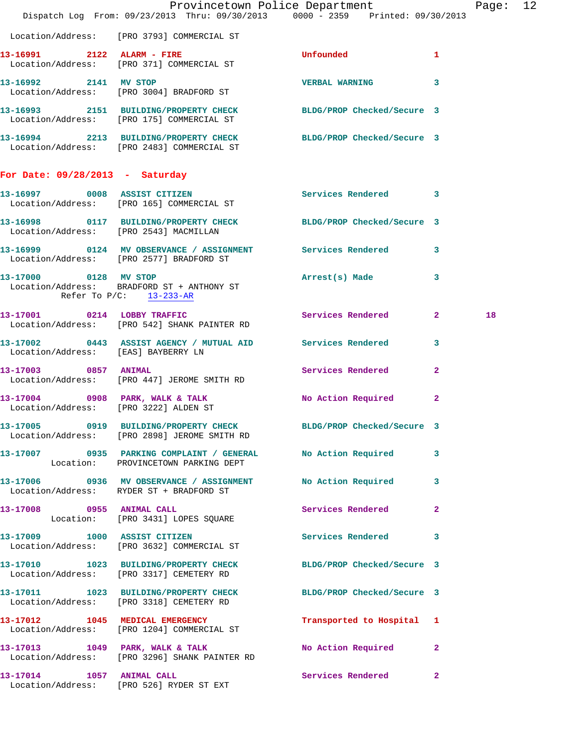Location/Address: [PRO 3793] COMMERCIAL ST

**13-16991** 2122 **ALARM - FIRE** Unfounded 1
Location/Address: [PRO 371] COMMERCIAL ST

**13-16992** 2141 **MV STOP** VERBAL WARNING 3
Location/Address: [PRO 3004] BRADFORD ST

**13-16993** 2151 **BUILDING/PROPERTY CHECK** BLDG/PROP Checked/Secure 3
Location/Address: [PRO 175] COMMERCIAL ST

**13-16994** 2213 **BUILDING/PROPERTY CHECK** BLDG/PROP Checked/Secure 3
Location/Address: [PRO 2483] COMMERCIAL ST

## For Date: 09/28/2013 - Saturday

**13-16997** 0008 **ASSIST CITIZEN** Services Rendered 3
Location/Address: [PRO 165] COMMERCIAL ST

**13-16998** 0117 **BUILDING/PROPERTY CHECK** BLDG/PROP Checked/Secure 3
Location/Address: [PRO 2543] MACMILLAN

**13-16999** 0124 **MV OBSERVANCE / ASSIGNMENT** Services Rendered 3
Location/Address: [PRO 2577] BRADFORD ST

**13-17000** 0128 **MV STOP** Arrest(s) Made 3
Location/Address: BRADFORD ST + ANTHONY ST
Refer To P/C: 13-233-AR

**13-17001** 0214 **LOBBY TRAFFIC** Services Rendered 2 18
Location/Address: [PRO 542] SHANK PAINTER RD

**13-17002** 0443 **ASSIST AGENCY / MUTUAL AID** Services Rendered 3
Location/Address: [EAS] BAYBERRY LN

**13-17003** 0857 **ANIMAL** Services Rendered 2
Location/Address: [PRO 447] JEROME SMITH RD

**13-17004** 0908 **PARK, WALK & TALK** No Action Required 2
Location/Address: [PRO 3222] ALDEN ST

**13-17005** 0919 **BUILDING/PROPERTY CHECK** BLDG/PROP Checked/Secure 3
Location/Address: [PRO 2898] JEROME SMITH RD

**13-17007** 0935 **PARKING COMPLAINT / GENERAL** No Action Required 3
Location: PROVINCETOWN PARKING DEPT

**13-17006** 0936 **MV OBSERVANCE / ASSIGNMENT** No Action Required 3
Location/Address: RYDER ST + BRADFORD ST

**13-17008** 0955 **ANIMAL CALL** Services Rendered 2
Location: [PRO 3431] LOPES SQUARE

**13-17009** 1000 **ASSIST CITIZEN** Services Rendered 3
Location/Address: [PRO 3632] COMMERCIAL ST

**13-17010** 1023 **BUILDING/PROPERTY CHECK** BLDG/PROP Checked/Secure 3
Location/Address: [PRO 3317] CEMETERY RD

**13-17011** 1023 **BUILDING/PROPERTY CHECK** BLDG/PROP Checked/Secure 3
Location/Address: [PRO 3318] CEMETERY RD

**13-17012** 1045 **MEDICAL EMERGENCY** Transported to Hospital 1
Location/Address: [PRO 1204] COMMERCIAL ST

**13-17013** 1049 **PARK, WALK & TALK** No Action Required 2
Location/Address: [PRO 3296] SHANK PAINTER RD

**13-17014** 1057 **ANIMAL CALL** Services Rendered 2
Location/Address: [PRO 526] RYDER ST EXT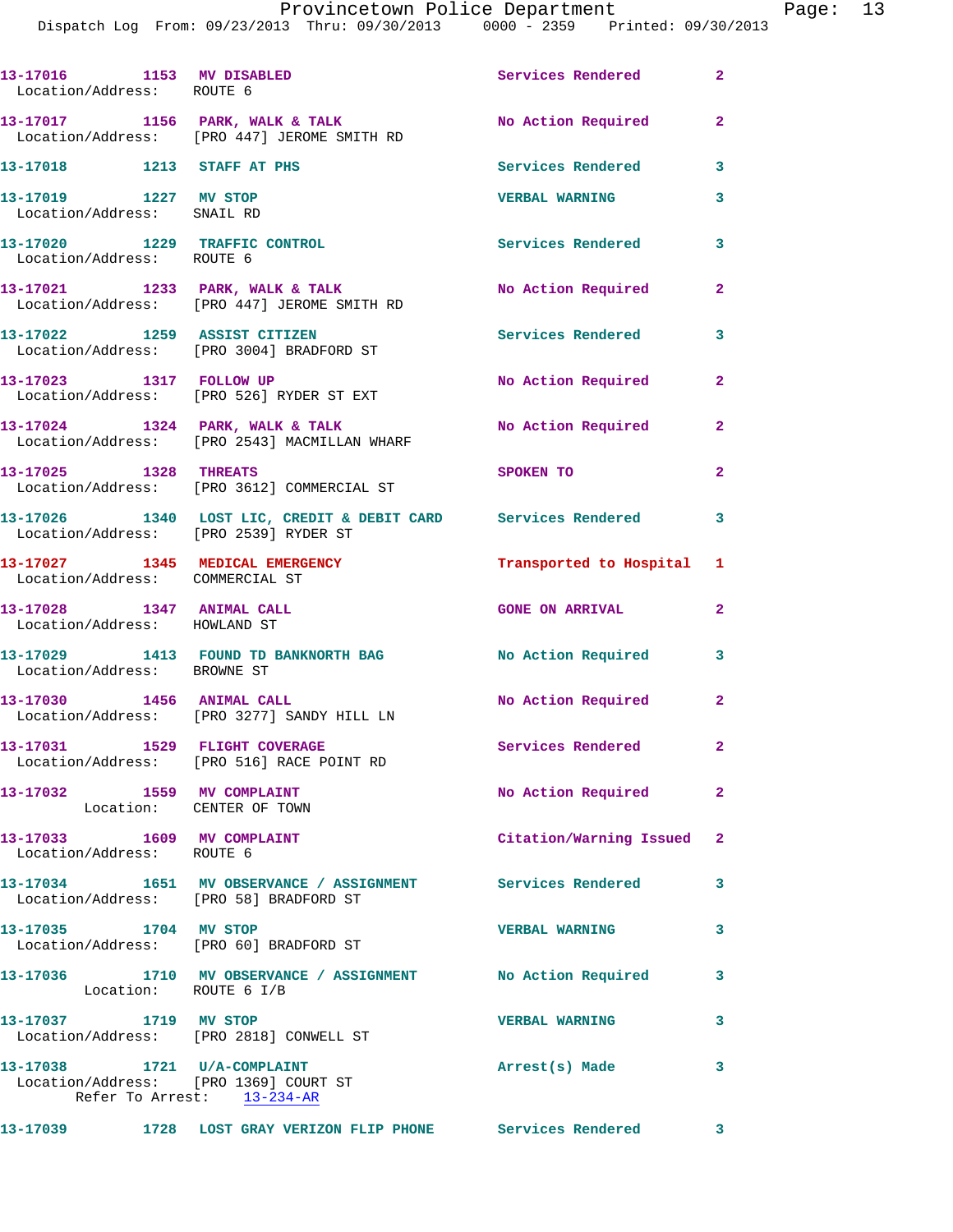13-17016 1153 MV DISABLED Services Rendered 2
Location/Address: ROUTE 6

13-17017 1156 PARK, WALK & TALK No Action Required 2
Location/Address: [PRO 447] JEROME SMITH RD

13-17018 1213 STAFF AT PHS Services Rendered 3

13-17019 1227 MV STOP VERBAL WARNING 3
Location/Address: SNAIL RD

13-17020 1229 TRAFFIC CONTROL Services Rendered 3
Location/Address: ROUTE 6

13-17021 1233 PARK, WALK & TALK No Action Required 2
Location/Address: [PRO 447] JEROME SMITH RD

13-17022 1259 ASSIST CITIZEN Services Rendered 3
Location/Address: [PRO 3004] BRADFORD ST

13-17023 1317 FOLLOW UP No Action Required 2
Location/Address: [PRO 526] RYDER ST EXT

13-17024 1324 PARK, WALK & TALK No Action Required 2
Location/Address: [PRO 2543] MACMILLAN WHARF

13-17025 1328 THREATS SPOKEN TO 2
Location/Address: [PRO 3612] COMMERCIAL ST

13-17026 1340 LOST LIC, CREDIT & DEBIT CARD Services Rendered 3
Location/Address: [PRO 2539] RYDER ST

13-17027 1345 MEDICAL EMERGENCY Transported to Hospital 1
Location/Address: COMMERCIAL ST

13-17028 1347 ANIMAL CALL GONE ON ARRIVAL 2
Location/Address: HOWLAND ST

13-17029 1413 FOUND TD BANKNORTH BAG No Action Required 3
Location/Address: BROWNE ST

13-17030 1456 ANIMAL CALL No Action Required 2
Location/Address: [PRO 3277] SANDY HILL LN

13-17031 1529 FLIGHT COVERAGE Services Rendered 2
Location/Address: [PRO 516] RACE POINT RD

13-17032 1559 MV COMPLAINT No Action Required 2
Location: CENTER OF TOWN

13-17033 1609 MV COMPLAINT Citation/Warning Issued 2
Location/Address: ROUTE 6

13-17034 1651 MV OBSERVANCE / ASSIGNMENT Services Rendered 3
Location/Address: [PRO 58] BRADFORD ST

13-17035 1704 MV STOP VERBAL WARNING 3
Location/Address: [PRO 60] BRADFORD ST

13-17036 1710 MV OBSERVANCE / ASSIGNMENT No Action Required 3
Location: ROUTE 6 I/B

13-17037 1719 MV STOP VERBAL WARNING 3
Location/Address: [PRO 2818] CONWELL ST

13-17038 1721 U/A-COMPLAINT Arrest(s) Made 3
Location/Address: [PRO 1369] COURT ST
Refer To Arrest: 13-234-AR

13-17039 1728 LOST GRAY VERIZON FLIP PHONE Services Rendered 3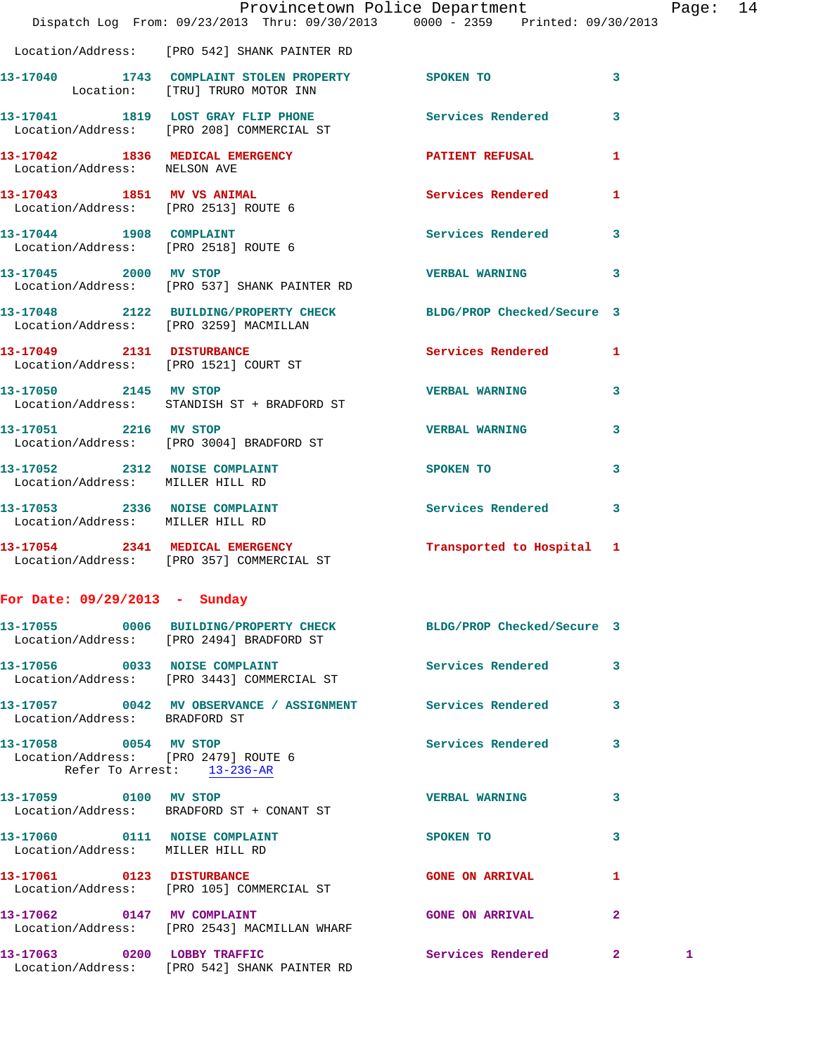Location/Address: [PRO 542] SHANK PAINTER RD

**13-17040** 1743 **COMPLAINT STOLEN PROPERTY** SPOKEN TO 3
Location: [TRU] TRURO MOTOR INN

**13-17041** 1819 **LOST GRAY FLIP PHONE** Services Rendered 3
Location/Address: [PRO 208] COMMERCIAL ST

**13-17042** 1836 **MEDICAL EMERGENCY** PATIENT REFUSAL 1
Location/Address: NELSON AVE

**13-17043** 1851 **MV VS ANIMAL** Services Rendered 1
Location/Address: [PRO 2513] ROUTE 6

**13-17044** 1908 **COMPLAINT** Services Rendered 3
Location/Address: [PRO 2518] ROUTE 6

**13-17045** 2000 **MV STOP** VERBAL WARNING 3
Location/Address: [PRO 537] SHANK PAINTER RD

**13-17048** 2122 **BUILDING/PROPERTY CHECK** BLDG/PROP Checked/Secure 3
Location/Address: [PRO 3259] MACMILLAN

**13-17049** 2131 **DISTURBANCE** Services Rendered 1
Location/Address: [PRO 1521] COURT ST

**13-17050** 2145 **MV STOP** VERBAL WARNING 3
Location/Address: STANDISH ST + BRADFORD ST

**13-17051** 2216 **MV STOP** VERBAL WARNING 3
Location/Address: [PRO 3004] BRADFORD ST

**13-17052** 2312 **NOISE COMPLAINT** SPOKEN TO 3
Location/Address: MILLER HILL RD

**13-17053** 2336 **NOISE COMPLAINT** Services Rendered 3
Location/Address: MILLER HILL RD

**13-17054** 2341 **MEDICAL EMERGENCY** Transported to Hospital 1
Location/Address: [PRO 357] COMMERCIAL ST

## For Date: 09/29/2013 - Sunday

**13-17055** 0006 **BUILDING/PROPERTY CHECK** BLDG/PROP Checked/Secure 3
Location/Address: [PRO 2494] BRADFORD ST

**13-17056** 0033 **NOISE COMPLAINT** Services Rendered 3
Location/Address: [PRO 3443] COMMERCIAL ST

**13-17057** 0042 **MV OBSERVANCE / ASSIGNMENT** Services Rendered 3
Location/Address: BRADFORD ST

**13-17058** 0054 **MV STOP** Services Rendered 3
Location/Address: [PRO 2479] ROUTE 6
Refer To Arrest: 13-236-AR

**13-17059** 0100 **MV STOP** VERBAL WARNING 3
Location/Address: BRADFORD ST + CONANT ST

**13-17060** 0111 **NOISE COMPLAINT** SPOKEN TO 3
Location/Address: MILLER HILL RD

**13-17061** 0123 **DISTURBANCE** GONE ON ARRIVAL 1
Location/Address: [PRO 105] COMMERCIAL ST

**13-17062** 0147 **MV COMPLAINT** GONE ON ARRIVAL 2
Location/Address: [PRO 2543] MACMILLAN WHARF

**13-17063** 0200 **LOBBY TRAFFIC** Services Rendered 2 1
Location/Address: [PRO 542] SHANK PAINTER RD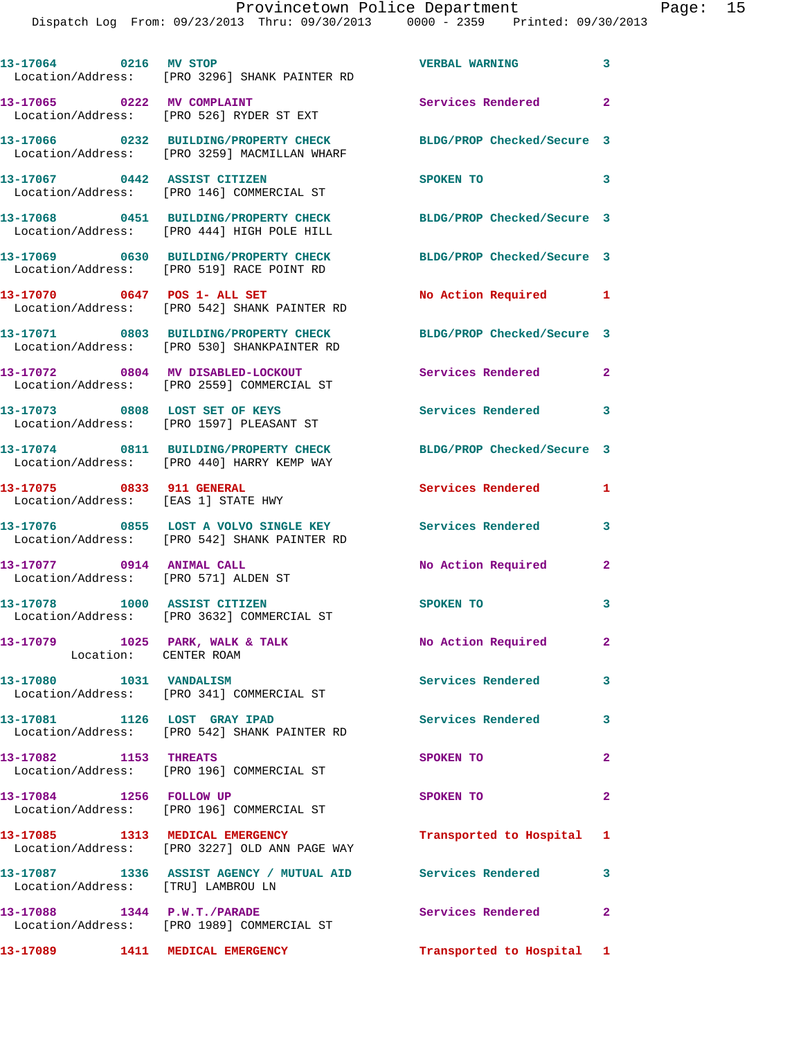13-17064 0216 MV STOP VERBAL WARNING 3
Location/Address: [PRO 3296] SHANK PAINTER RD

13-17065 0222 MV COMPLAINT Services Rendered 2
Location/Address: [PRO 526] RYDER ST EXT

13-17066 0232 BUILDING/PROPERTY CHECK BLDG/PROP Checked/Secure 3
Location/Address: [PRO 3259] MACMILLAN WHARF

13-17067 0442 ASSIST CITIZEN SPOKEN TO 3
Location/Address: [PRO 146] COMMERCIAL ST

13-17068 0451 BUILDING/PROPERTY CHECK BLDG/PROP Checked/Secure 3
Location/Address: [PRO 444] HIGH POLE HILL

13-17069 0630 BUILDING/PROPERTY CHECK BLDG/PROP Checked/Secure 3
Location/Address: [PRO 519] RACE POINT RD

13-17070 0647 POS 1- ALL SET No Action Required 1
Location/Address: [PRO 542] SHANK PAINTER RD

13-17071 0803 BUILDING/PROPERTY CHECK BLDG/PROP Checked/Secure 3
Location/Address: [PRO 530] SHANKPAINTER RD

13-17072 0804 MV DISABLED-LOCKOUT Services Rendered 2
Location/Address: [PRO 2559] COMMERCIAL ST

13-17073 0808 LOST SET OF KEYS Services Rendered 3
Location/Address: [PRO 1597] PLEASANT ST

13-17074 0811 BUILDING/PROPERTY CHECK BLDG/PROP Checked/Secure 3
Location/Address: [PRO 440] HARRY KEMP WAY

13-17075 0833 911 GENERAL Services Rendered 1
Location/Address: [EAS 1] STATE HWY

13-17076 0855 LOST A VOLVO SINGLE KEY Services Rendered 3
Location/Address: [PRO 542] SHANK PAINTER RD

13-17077 0914 ANIMAL CALL No Action Required 2
Location/Address: [PRO 571] ALDEN ST

13-17078 1000 ASSIST CITIZEN SPOKEN TO 3
Location/Address: [PRO 3632] COMMERCIAL ST

13-17079 1025 PARK, WALK & TALK No Action Required 2
Location: CENTER ROAM

13-17080 1031 VANDALISM Services Rendered 3
Location/Address: [PRO 341] COMMERCIAL ST

13-17081 1126 LOST GRAY IPAD Services Rendered 3
Location/Address: [PRO 542] SHANK PAINTER RD

13-17082 1153 THREATS SPOKEN TO 2
Location/Address: [PRO 196] COMMERCIAL ST

13-17084 1256 FOLLOW UP SPOKEN TO 2
Location/Address: [PRO 196] COMMERCIAL ST

13-17085 1313 MEDICAL EMERGENCY Transported to Hospital 1
Location/Address: [PRO 3227] OLD ANN PAGE WAY

13-17087 1336 ASSIST AGENCY / MUTUAL AID Services Rendered 3
Location/Address: [TRU] LAMBROU LN

13-17088 1344 P.W.T./PARADE Services Rendered 2
Location/Address: [PRO 1989] COMMERCIAL ST

13-17089 1411 MEDICAL EMERGENCY Transported to Hospital 1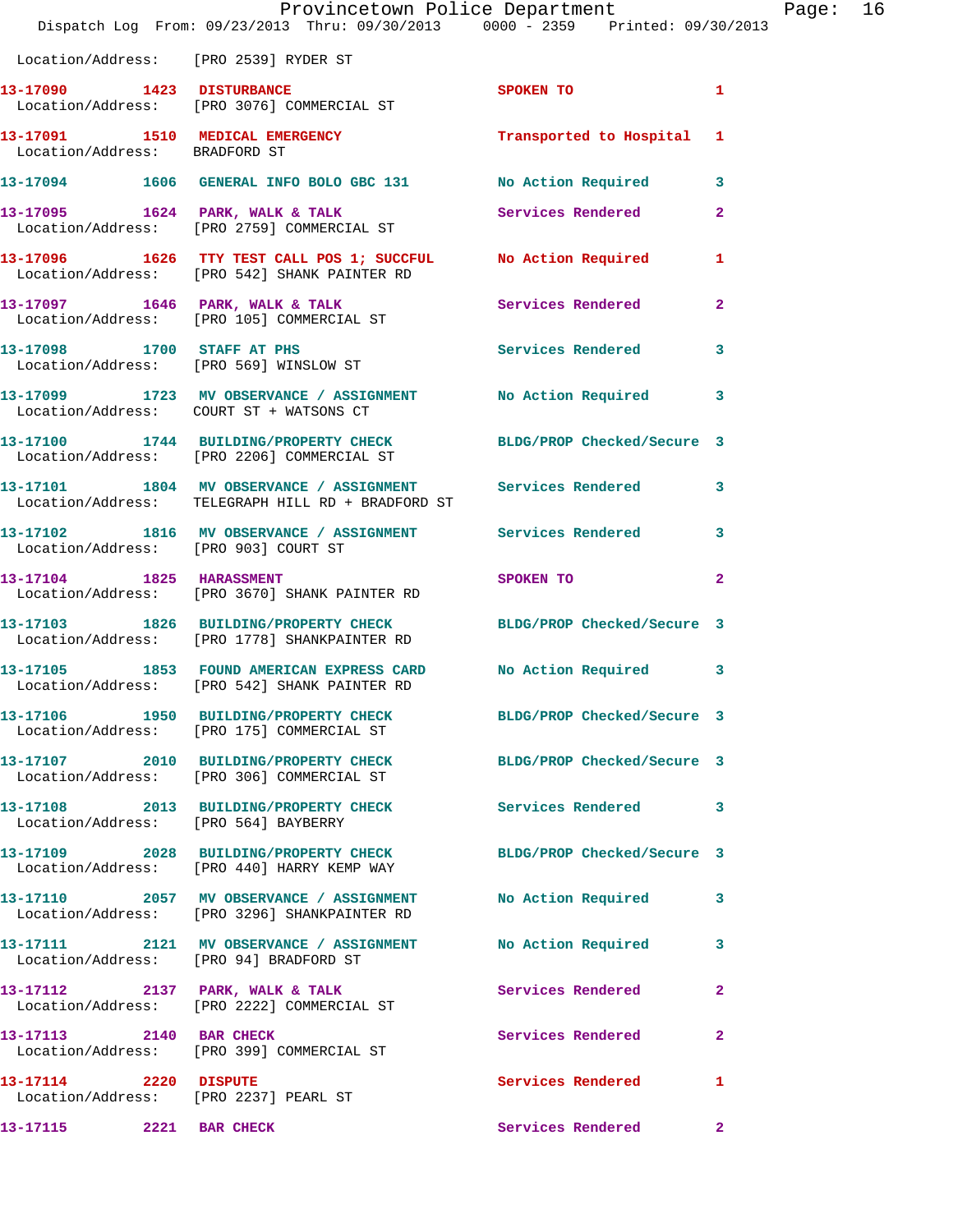Location/Address: [PRO 2539] RYDER ST

| Call # | Time | Call Reason | Action | Priority |
|---|---|---|---|---|
| 13-17090 | 1423 | DISTURBANCE | SPOKEN TO | 1 |
| Location/Address: [PRO 3076] COMMERCIAL ST | | | | |
| 13-17091 | 1510 | MEDICAL EMERGENCY | Transported to Hospital | 1 |
| Location/Address: BRADFORD ST | | | | |
| 13-17094 | 1606 | GENERAL INFO BOLO GBC 131 | No Action Required | 3 |
| 13-17095 | 1624 | PARK, WALK & TALK | Services Rendered | 2 |
| Location/Address: [PRO 2759] COMMERCIAL ST | | | | |
| 13-17096 | 1626 | TTY TEST CALL POS 1; SUCCFUL | No Action Required | 1 |
| Location/Address: [PRO 542] SHANK PAINTER RD | | | | |
| 13-17097 | 1646 | PARK, WALK & TALK | Services Rendered | 2 |
| Location/Address: [PRO 105] COMMERCIAL ST | | | | |
| 13-17098 | 1700 | STAFF AT PHS | Services Rendered | 3 |
| Location/Address: [PRO 569] WINSLOW ST | | | | |
| 13-17099 | 1723 | MV OBSERVANCE / ASSIGNMENT | No Action Required | 3 |
| Location/Address: COURT ST + WATSONS CT | | | | |
| 13-17100 | 1744 | BUILDING/PROPERTY CHECK | BLDG/PROP Checked/Secure | 3 |
| Location/Address: [PRO 2206] COMMERCIAL ST | | | | |
| 13-17101 | 1804 | MV OBSERVANCE / ASSIGNMENT | Services Rendered | 3 |
| Location/Address: TELEGRAPH HILL RD + BRADFORD ST | | | | |
| 13-17102 | 1816 | MV OBSERVANCE / ASSIGNMENT | Services Rendered | 3 |
| Location/Address: [PRO 903] COURT ST | | | | |
| 13-17104 | 1825 | HARASSMENT | SPOKEN TO | 2 |
| Location/Address: [PRO 3670] SHANK PAINTER RD | | | | |
| 13-17103 | 1826 | BUILDING/PROPERTY CHECK | BLDG/PROP Checked/Secure | 3 |
| Location/Address: [PRO 1778] SHANKPAINTER RD | | | | |
| 13-17105 | 1853 | FOUND AMERICAN EXPRESS CARD | No Action Required | 3 |
| Location/Address: [PRO 542] SHANK PAINTER RD | | | | |
| 13-17106 | 1950 | BUILDING/PROPERTY CHECK | BLDG/PROP Checked/Secure | 3 |
| Location/Address: [PRO 175] COMMERCIAL ST | | | | |
| 13-17107 | 2010 | BUILDING/PROPERTY CHECK | BLDG/PROP Checked/Secure | 3 |
| Location/Address: [PRO 306] COMMERCIAL ST | | | | |
| 13-17108 | 2013 | BUILDING/PROPERTY CHECK | Services Rendered | 3 |
| Location/Address: [PRO 564] BAYBERRY | | | | |
| 13-17109 | 2028 | BUILDING/PROPERTY CHECK | BLDG/PROP Checked/Secure | 3 |
| Location/Address: [PRO 440] HARRY KEMP WAY | | | | |
| 13-17110 | 2057 | MV OBSERVANCE / ASSIGNMENT | No Action Required | 3 |
| Location/Address: [PRO 3296] SHANKPAINTER RD | | | | |
| 13-17111 | 2121 | MV OBSERVANCE / ASSIGNMENT | No Action Required | 3 |
| Location/Address: [PRO 94] BRADFORD ST | | | | |
| 13-17112 | 2137 | PARK, WALK & TALK | Services Rendered | 2 |
| Location/Address: [PRO 2222] COMMERCIAL ST | | | | |
| 13-17113 | 2140 | BAR CHECK | Services Rendered | 2 |
| Location/Address: [PRO 399] COMMERCIAL ST | | | | |
| 13-17114 | 2220 | DISPUTE | Services Rendered | 1 |
| Location/Address: [PRO 2237] PEARL ST | | | | |
| 13-17115 | 2221 | BAR CHECK | Services Rendered | 2 |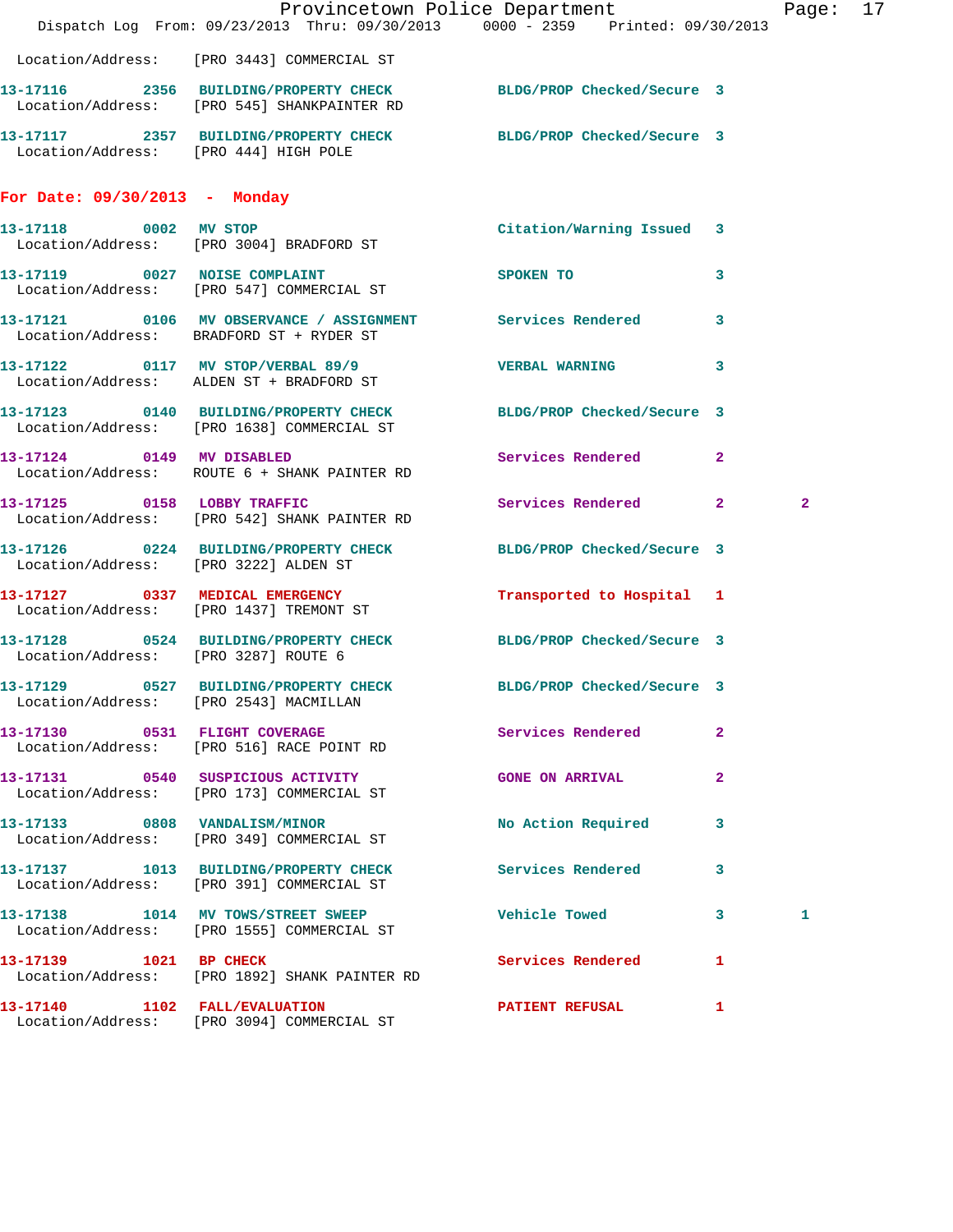Location/Address: [PRO 3443] COMMERCIAL ST

13-17116 2356 BUILDING/PROPERTY CHECK BLDG/PROP Checked/Secure 3
Location/Address: [PRO 545] SHANKPAINTER RD

13-17117 2357 BUILDING/PROPERTY CHECK BLDG/PROP Checked/Secure 3
Location/Address: [PRO 444] HIGH POLE

**For Date: 09/30/2013 - Monday**

13-17118 0002 MV STOP Citation/Warning Issued 3
Location/Address: [PRO 3004] BRADFORD ST

13-17119 0027 NOISE COMPLAINT SPOKEN TO 3
Location/Address: [PRO 547] COMMERCIAL ST

13-17121 0106 MV OBSERVANCE / ASSIGNMENT Services Rendered 3
Location/Address: BRADFORD ST + RYDER ST

13-17122 0117 MV STOP/VERBAL 89/9 VERBAL WARNING 3
Location/Address: ALDEN ST + BRADFORD ST

13-17123 0140 BUILDING/PROPERTY CHECK BLDG/PROP Checked/Secure 3
Location/Address: [PRO 1638] COMMERCIAL ST

13-17124 0149 MV DISABLED Services Rendered 2
Location/Address: ROUTE 6 + SHANK PAINTER RD

13-17125 0158 LOBBY TRAFFIC Services Rendered 2 2
Location/Address: [PRO 542] SHANK PAINTER RD

13-17126 0224 BUILDING/PROPERTY CHECK BLDG/PROP Checked/Secure 3
Location/Address: [PRO 3222] ALDEN ST

13-17127 0337 MEDICAL EMERGENCY Transported to Hospital 1
Location/Address: [PRO 1437] TREMONT ST

13-17128 0524 BUILDING/PROPERTY CHECK BLDG/PROP Checked/Secure 3
Location/Address: [PRO 3287] ROUTE 6

13-17129 0527 BUILDING/PROPERTY CHECK BLDG/PROP Checked/Secure 3
Location/Address: [PRO 2543] MACMILLAN

13-17130 0531 FLIGHT COVERAGE Services Rendered 2
Location/Address: [PRO 516] RACE POINT RD

13-17131 0540 SUSPICIOUS ACTIVITY GONE ON ARRIVAL 2
Location/Address: [PRO 173] COMMERCIAL ST

13-17133 0808 VANDALISM/MINOR No Action Required 3
Location/Address: [PRO 349] COMMERCIAL ST

13-17137 1013 BUILDING/PROPERTY CHECK Services Rendered 3
Location/Address: [PRO 391] COMMERCIAL ST

13-17138 1014 MV TOWS/STREET SWEEP Vehicle Towed 3 1
Location/Address: [PRO 1555] COMMERCIAL ST

13-17139 1021 BP CHECK Services Rendered 1
Location/Address: [PRO 1892] SHANK PAINTER RD

13-17140 1102 FALL/EVALUATION PATIENT REFUSAL 1
Location/Address: [PRO 3094] COMMERCIAL ST